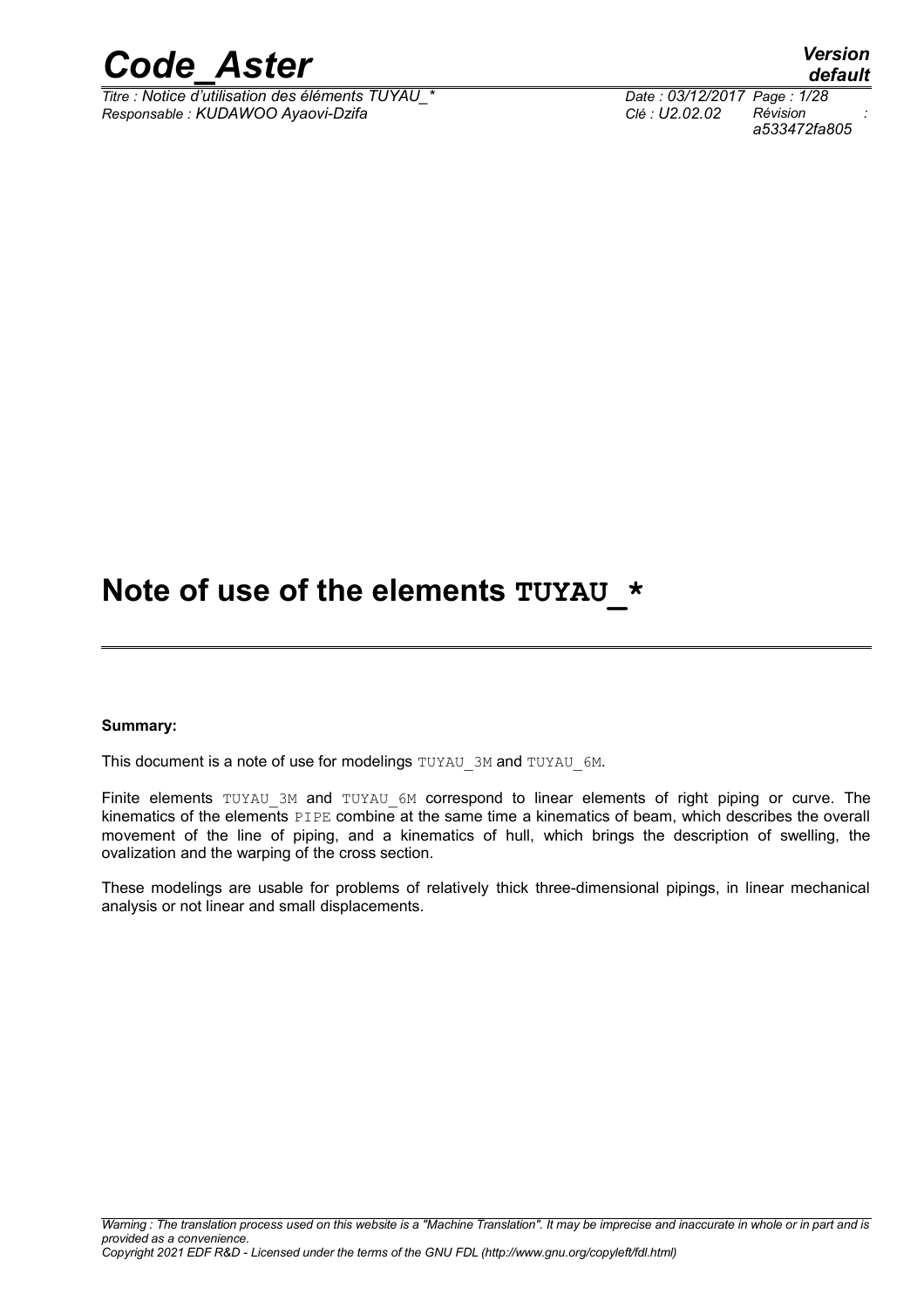# Note of use of the elements TUYAU_*

**Summary:**

This document is a note of use for modelings TUYAU_3M and TUYAU_6M.

Finite elements TUYAU_3M and TUYAU_6M correspond to linear elements of right piping or curve. The kinematics of the elements PIPE combine at the same time a kinematics of beam, which describes the overall movement of the line of piping, and a kinematics of hull, which brings the description of swelling, the ovalization and the warping of the cross section.

These modelings are usable for problems of relatively thick three-dimensional pipings, in linear mechanical analysis or not linear and small displacements.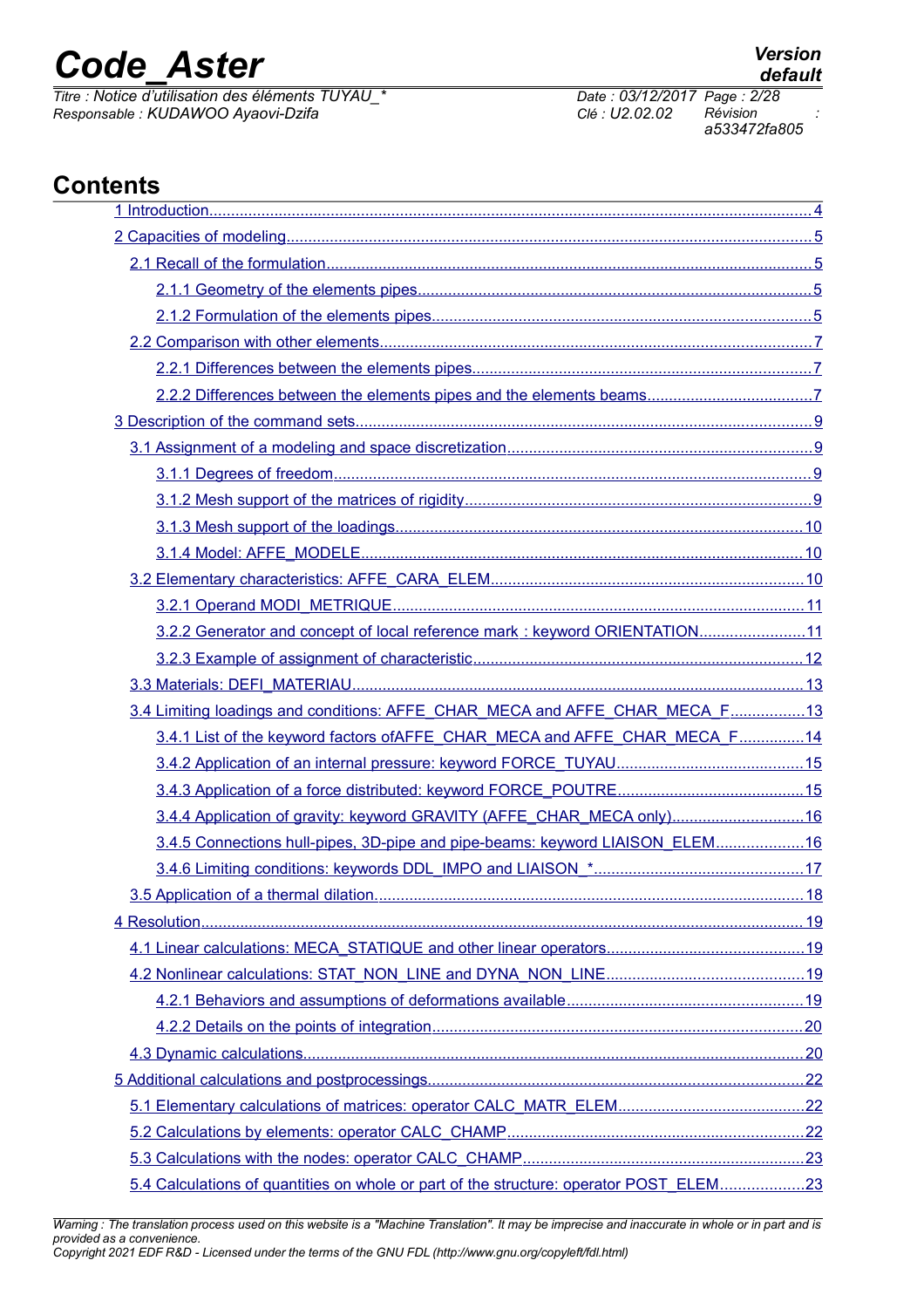# Contents

1 Introduction....................................................................................4
2 Capacities of modeling.......................................................................5
 2.1 Recall of the formulation.................................................................5
  2.1.1 Geometry of the elements pipes....................................................5
  2.1.2 Formulation of the elements pipes.................................................5
 2.2 Comparison with other elements.......................................................7
  2.2.1 Differences between the elements pipes.........................................7
  2.2.2 Differences between the elements pipes and the elements beams.......7
3 Description of the command sets............................................................9
 3.1 Assignment of a modeling and space discretization..............................9
  3.1.1 Degrees of freedom...................................................................9
  3.1.2 Mesh support of the matrices of rigidity........................................9
  3.1.3 Mesh support of the loadings......................................................10
  3.1.4 Model: AFFE_MODELE................................................................10
 3.2 Elementary characteristics: AFFE_CARA_ELEM.....................................10
  3.2.1 Operand MODI_METRIQUE...........................................................11
  3.2.2 Generator and concept of local reference mark : keyword ORIENTATION.......11
  3.2.3 Example of assignment of characteristic........................................12
 3.3 Materials: DEFI_MATERIAU...............................................................13
 3.4 Limiting loadings and conditions: AFFE_CHAR_MECA and AFFE_CHAR_MECA_F........13
  3.4.1 List of the keyword factors ofAFFE_CHAR_MECA and AFFE_CHAR_MECA_F..........14
  3.4.2 Application of an internal pressure: keyword FORCE_TUYAU......................15
  3.4.3 Application of a force distributed: keyword FORCE_POUTRE......................15
  3.4.4 Application of gravity: keyword GRAVITY (AFFE_CHAR_MECA only)...............16
  3.4.5 Connections hull-pipes, 3D-pipe and pipe-beams: keyword LIAISON_ELEM.......16
  3.4.6 Limiting conditions: keywords DDL_IMPO and LIAISON_*..........................17
 3.5 Application of a thermal dilation..........................................................18
4 Resolution..........................................................................................19
 4.1 Linear calculations: MECA_STATIQUE and other linear operators...................19
 4.2 Nonlinear calculations: STAT_NON_LINE and DYNA_NON_LINE.......................19
  4.2.1 Behaviors and assumptions of deformations available...........................19
  4.2.2 Details on the points of integration..................................................20
 4.3 Dynamic calculations.........................................................................20
5 Additional calculations and postprocessings..................................................22
 5.1 Elementary calculations of matrices: operator CALC_MATR_ELEM......................22
 5.2 Calculations by elements: operator CALC_CHAMP.......................................22
 5.3 Calculations with the nodes: operator CALC_CHAMP....................................23
 5.4 Calculations of quantities on whole or part of the structure: operator POST_ELEM.........23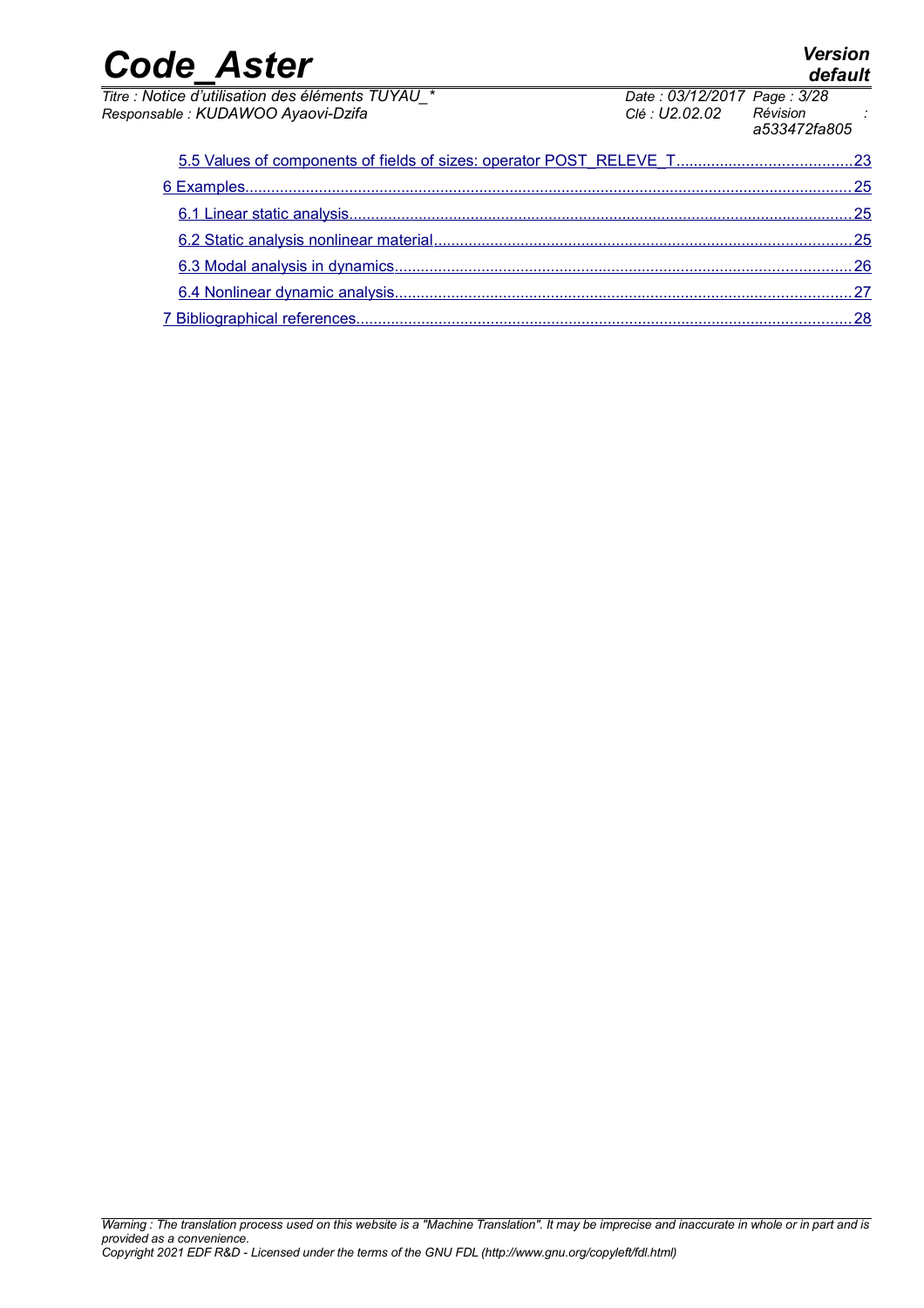5.5 Values of components of fields of sizes: operator POST_RELEVE_T.........................................23

6 Examples.........................................................................................................................................25

6.1 Linear static analysis...................................................................................................................25

6.2 Static analysis nonlinear material................................................................................................25

6.3 Modal analysis in dynamics........................................................................................................26

6.4 Nonlinear dynamic analysis........................................................................................................27

7 Bibliographical references.................................................................................................................28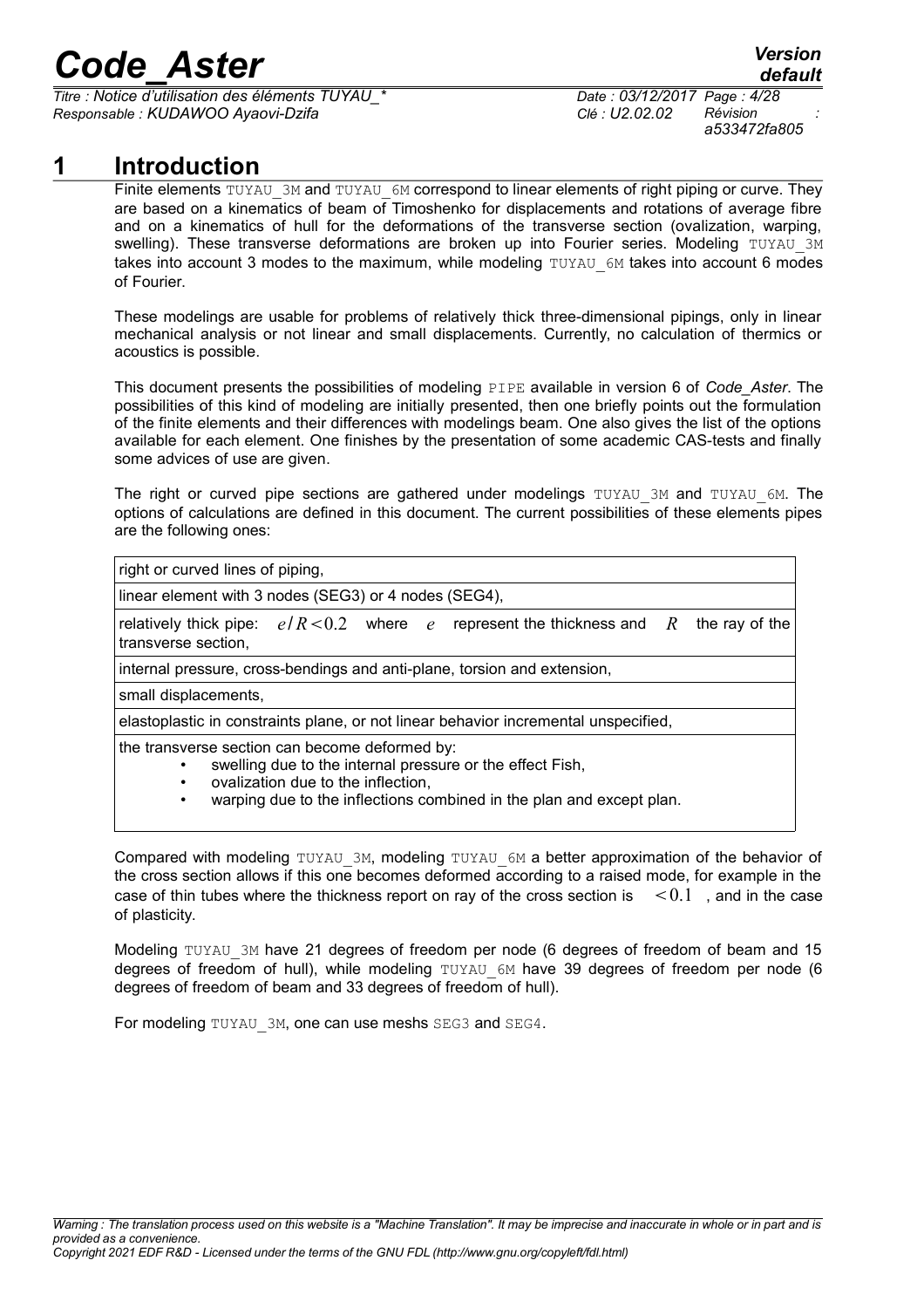# 1 Introduction

Finite elements TUYAU_3M and TUYAU_6M correspond to linear elements of right piping or curve. They are based on a kinematics of beam of Timoshenko for displacements and rotations of average fibre and on a kinematics of hull for the deformations of the transverse section (ovalization, warping, swelling). These transverse deformations are broken up into Fourier series. Modeling TUYAU_3M takes into account 3 modes to the maximum, while modeling TUYAU_6M takes into account 6 modes of Fourier.

These modelings are usable for problems of relatively thick three-dimensional pipings, only in linear mechanical analysis or not linear and small displacements. Currently, no calculation of thermics or acoustics is possible.

This document presents the possibilities of modeling PIPE available in version 6 of *Code_Aster*. The possibilities of this kind of modeling are initially presented, then one briefly points out the formulation of the finite elements and their differences with modelings beam. One also gives the list of the options available for each element. One finishes by the presentation of some academic CAS-tests and finally some advices of use are given.

The right or curved pipe sections are gathered under modelings TUYAU_3M and TUYAU_6M. The options of calculations are defined in this document. The current possibilities of these elements pipes are the following ones:

| right or curved lines of piping, |
|---|
| linear element with 3 nodes (SEG3) or 4 nodes (SEG4), |
| relatively thick pipe: $e/R<0.2$ where $e$ represent the thickness and $R$ the ray of the transverse section, |
| internal pressure, cross-bendings and anti-plane, torsion and extension, |
| small displacements, |
| elastoplastic in constraints plane, or not linear behavior incremental unspecified, |
| the transverse section can become deformed by: <br>• swelling due to the internal pressure or the effect Fish, <br>• ovalization due to the inflection, <br>• warping due to the inflections combined in the plan and except plan. |

Compared with modeling TUYAU_3M, modeling TUYAU_6M a better approximation of the behavior of the cross section allows if this one becomes deformed according to a raised mode, for example in the case of thin tubes where the thickness report on ray of the cross section is $<0.1$ , and in the case of plasticity.

Modeling TUYAU_3M have 21 degrees of freedom per node (6 degrees of freedom of beam and 15 degrees of freedom of hull), while modeling TUYAU_6M have 39 degrees of freedom per node (6 degrees of freedom of beam and 33 degrees of freedom of hull).

For modeling TUYAU_3M, one can use meshs SEG3 and SEG4.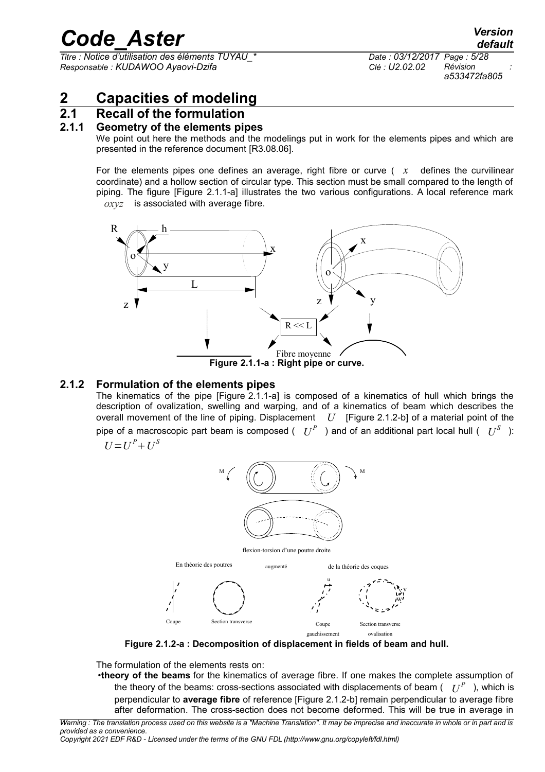# 2 Capacities of modeling

## 2.1 Recall of the formulation

### 2.1.1 Geometry of the elements pipes

We point out here the methods and the modelings put in work for the elements pipes and which are presented in the reference document [R3.08.06].

For the elements pipes one defines an average, right fibre or curve ( $x$ defines the curvilinear coordinate) and a hollow section of circular type. This section must be small compared to the length of piping. The figure [Figure 2.1.1-a] illustrates the two various configurations. A local reference mark $oxyz$ is associated with average fibre.

**Figure 2.1.1-a : Right pipe or curve.**

### 2.1.2 Formulation of the elements pipes

The kinematics of the pipe [Figure 2.1.1-a] is composed of a kinematics of hull which brings the description of ovalization, swelling and warping, and of a kinematics of beam which describes the overall movement of the line of piping. Displacement $U$ [Figure 2.1.2-b] of a material point of the pipe of a macroscopic part beam is composed ( $U^P$ ) and of an additional part local hull ( $U^S$ ): $U=U^P+U^S$

**Figure 2.1.2-a : Decomposition of displacement in fields of beam and hull.**

The formulation of the elements rests on:

•**theory of the beams** for the kinematics of average fibre. If one makes the complete assumption of the theory of the beams: cross-sections associated with displacements of beam ( $U^P$ ), which is perpendicular to **average fibre** of reference [Figure 2.1.2-b] remain perpendicular to average fibre after deformation. The cross-section does not become deformed. This will be true in average in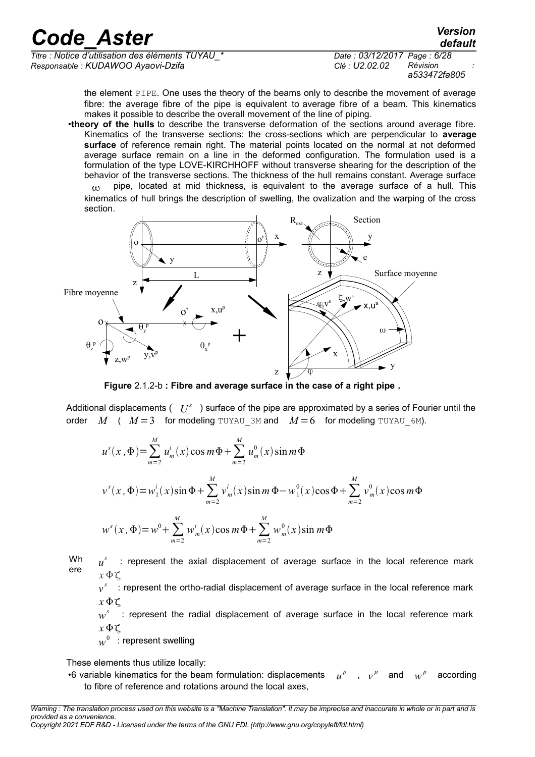the element PIPE. One uses the theory of the beams only to describe the movement of average fibre: the average fibre of the pipe is equivalent to average fibre of a beam. This kinematics makes it possible to describe the overall movement of the line of piping.

- **theory of the hulls** to describe the transverse deformation of the sections around average fibre. Kinematics of the transverse sections: the cross-sections which are perpendicular to **average surface** of reference remain right. The material points located on the normal at not deformed average surface remain on a line in the deformed configuration. The formulation used is a formulation of the type LOVE-KIRCHHOFF without transverse shearing for the description of the behavior of the transverse sections. The thickness of the hull remains constant. Average surface $\omega$ pipe, located at mid thickness, is equivalent to the average surface of a hull. This kinematics of hull brings the description of swelling, the ovalization and the warping of the cross section.

**Figure** 2.1.2-b **: Fibre and average surface in the case of a right pipe .**

Additional displacements ( $U^s$ ) surface of the pipe are approximated by a series of Fourier until the order $M$ ( $M=3$ for modeling TUYAU_3M and $M=6$ for modeling TUYAU_6M).

$$u^s(x,\Phi)=\sum_{m=2}^{M} u_m^i(x)\cos m\Phi+\sum_{m=2}^{M} u_m^0(x)\sin m\Phi$$

$$v^s(x,\Phi)=w_1^i(x)\sin\Phi+\sum_{m=2}^{M} v_m^i(x)\sin m\Phi-w_1^0(x)\cos\Phi+\sum_{m=2}^{M} v_m^0(x)\cos m\Phi$$

$$w^s(x,\Phi)=w^0+\sum_{m=2}^{M} w_m^i(x)\cos m\Phi+\sum_{m=2}^{M} w_m^0(x)\sin m\Phi$$

Where

- $u^s$ : represent the axial displacement of average surface in the local reference mark $x\Phi\zeta$
- $v^s$ : represent the ortho-radial displacement of average surface in the local reference mark $x\Phi\zeta$
- $w^s$ : represent the radial displacement of average surface in the local reference mark $x\Phi\zeta$
- $w^0$ : represent swelling

These elements thus utilize locally:

- 6 variable kinematics for the beam formulation: displacements $u^p$ , $v^p$ and $w^p$ according to fibre of reference and rotations around the local axes,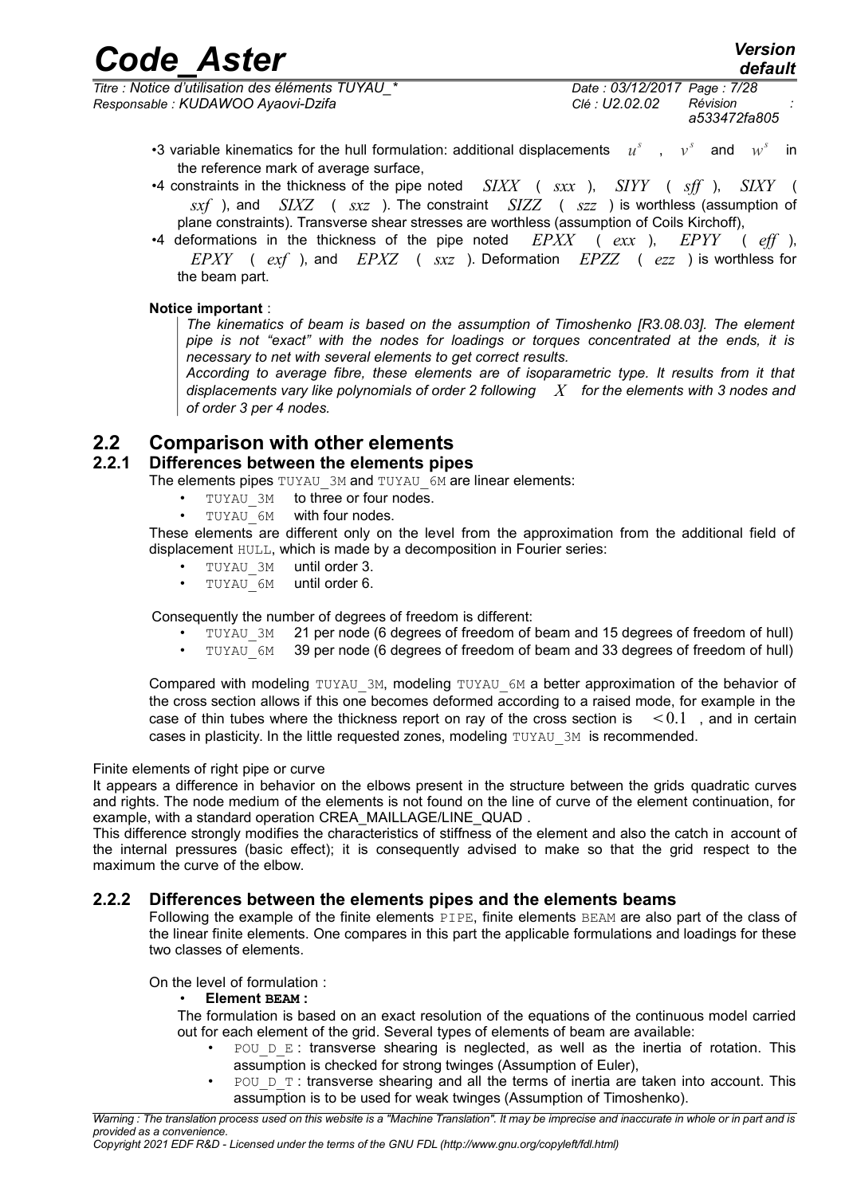- •3 variable kinematics for the hull formulation: additional displacements $u^s$ , $v^s$ and $w^s$ in the reference mark of average surface,
- •4 constraints in the thickness of the pipe noted $SIXX$ ( $sxx$ ), $SIYY$ ( $sff$ ), $SIXY$ ( $sxf$ ), and $SIXZ$ ( $sxz$ ). The constraint $SIZZ$ ( $szz$ ) is worthless (assumption of plane constraints). Transverse shear stresses are worthless (assumption of Coils Kirchoff),
- •4 deformations in the thickness of the pipe noted $EPXX$ ( $exx$ ), $EPYY$ ( $eff$ ), $EPXY$ ( $exf$ ), and $EPXZ$ ( $sxz$ ). Deformation $EPZZ$ ( $ezz$ ) is worthless for the beam part.

**Notice important** :

> *The kinematics of beam is based on the assumption of Timoshenko [R3.08.03]. The element pipe is not "exact" with the nodes for loadings or torques concentrated at the ends, it is necessary to net with several elements to get correct results.*
> *According to average fibre, these elements are of isoparametric type. It results from it that displacements vary like polynomials of order 2 following $X$ for the elements with 3 nodes and of order 3 per 4 nodes.*

## 2.2 Comparison with other elements

### 2.2.1 Differences between the elements pipes

The elements pipes TUYAU_3M and TUYAU_6M are linear elements:

- TUYAU_3M to three or four nodes.
- TUYAU_6M with four nodes.

These elements are different only on the level from the approximation from the additional field of displacement HULL, which is made by a decomposition in Fourier series:

- TUYAU_3M until order 3.
- TUYAU_6M until order 6.

Consequently the number of degrees of freedom is different:

- TUYAU_3M 21 per node (6 degrees of freedom of beam and 15 degrees of freedom of hull)
- TUYAU_6M 39 per node (6 degrees of freedom of beam and 33 degrees of freedom of hull)

Compared with modeling TUYAU_3M, modeling TUYAU_6M a better approximation of the behavior of the cross section allows if this one becomes deformed according to a raised mode, for example in the case of thin tubes where the thickness report on ray of the cross section is $<0.1$ , and in certain cases in plasticity. In the little requested zones, modeling TUYAU_3M is recommended.

Finite elements of right pipe or curve

It appears a difference in behavior on the elbows present in the structure between the grids quadratic curves and rights. The node medium of the elements is not found on the line of curve of the element continuation, for example, with a standard operation CREA_MAILLAGE/LINE_QUAD .

This difference strongly modifies the characteristics of stiffness of the element and also the catch in account of the internal pressures (basic effect); it is consequently advised to make so that the grid respect to the maximum the curve of the elbow.

### 2.2.2 Differences between the elements pipes and the elements beams

Following the example of the finite elements PIPE, finite elements BEAM are also part of the class of the linear finite elements. One compares in this part the applicable formulations and loadings for these two classes of elements.

On the level of formulation :

- **Element BEAM :**

  The formulation is based on an exact resolution of the equations of the continuous model carried out for each element of the grid. Several types of elements of beam are available:

  - POU_D_E : transverse shearing is neglected, as well as the inertia of rotation. This assumption is checked for strong twinges (Assumption of Euler),
  - POU_D_T : transverse shearing and all the terms of inertia are taken into account. This assumption is to be used for weak twinges (Assumption of Timoshenko).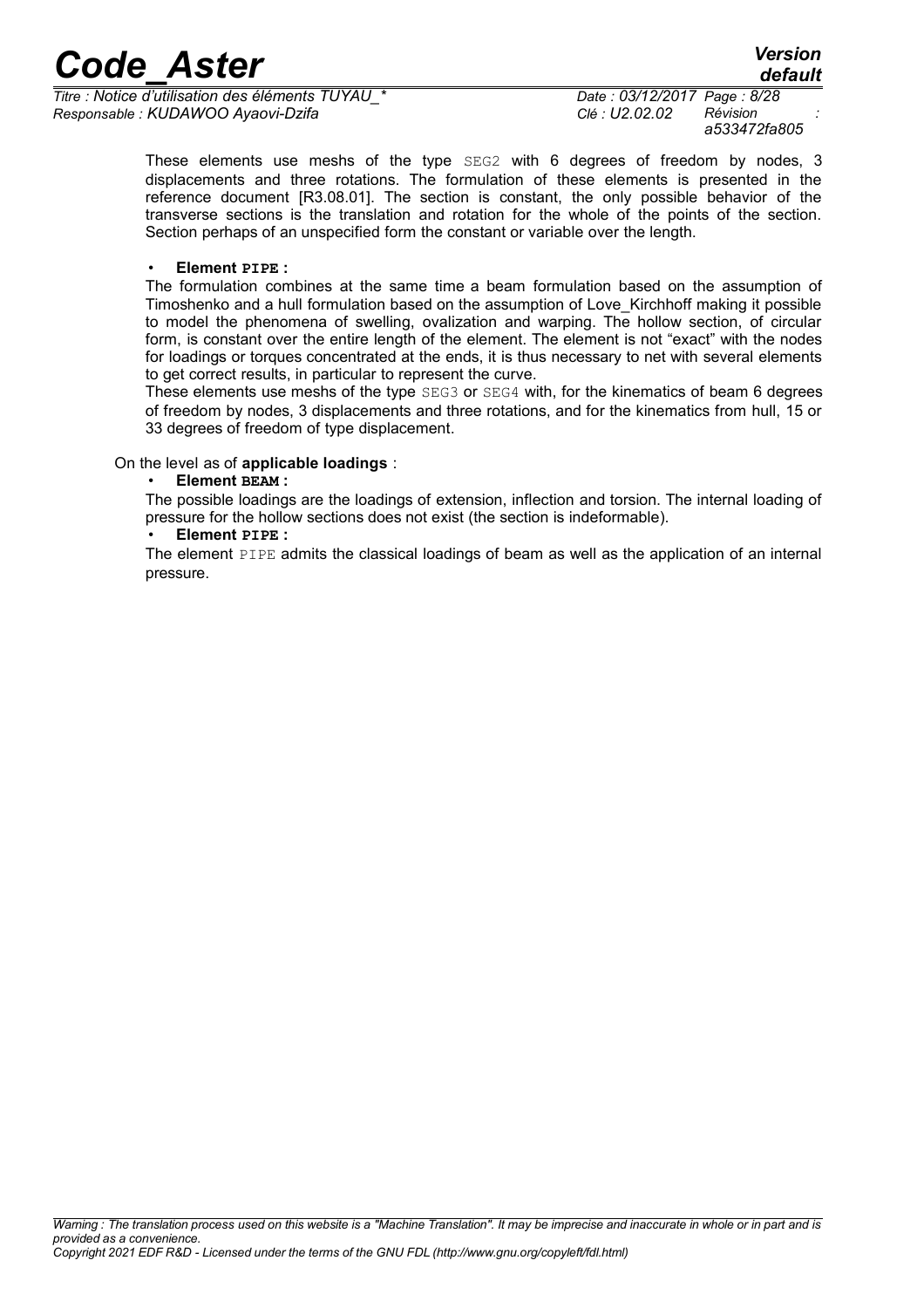These elements use meshs of the type SEG2 with 6 degrees of freedom by nodes, 3 displacements and three rotations. The formulation of these elements is presented in the reference document [R3.08.01]. The section is constant, the only possible behavior of the transverse sections is the translation and rotation for the whole of the points of the section. Section perhaps of an unspecified form the constant or variable over the length.

- **Element PIPE :**

  The formulation combines at the same time a beam formulation based on the assumption of Timoshenko and a hull formulation based on the assumption of Love_Kirchhoff making it possible to model the phenomena of swelling, ovalization and warping. The hollow section, of circular form, is constant over the entire length of the element. The element is not "exact" with the nodes for loadings or torques concentrated at the ends, it is thus necessary to net with several elements to get correct results, in particular to represent the curve.

  These elements use meshs of the type SEG3 or SEG4 with, for the kinematics of beam 6 degrees of freedom by nodes, 3 displacements and three rotations, and for the kinematics from hull, 15 or 33 degrees of freedom of type displacement.

On the level as of **applicable loadings** :

- **Element BEAM :**

  The possible loadings are the loadings of extension, inflection and torsion. The internal loading of pressure for the hollow sections does not exist (the section is indeformable).

- **Element PIPE :**

  The element PIPE admits the classical loadings of beam as well as the application of an internal pressure.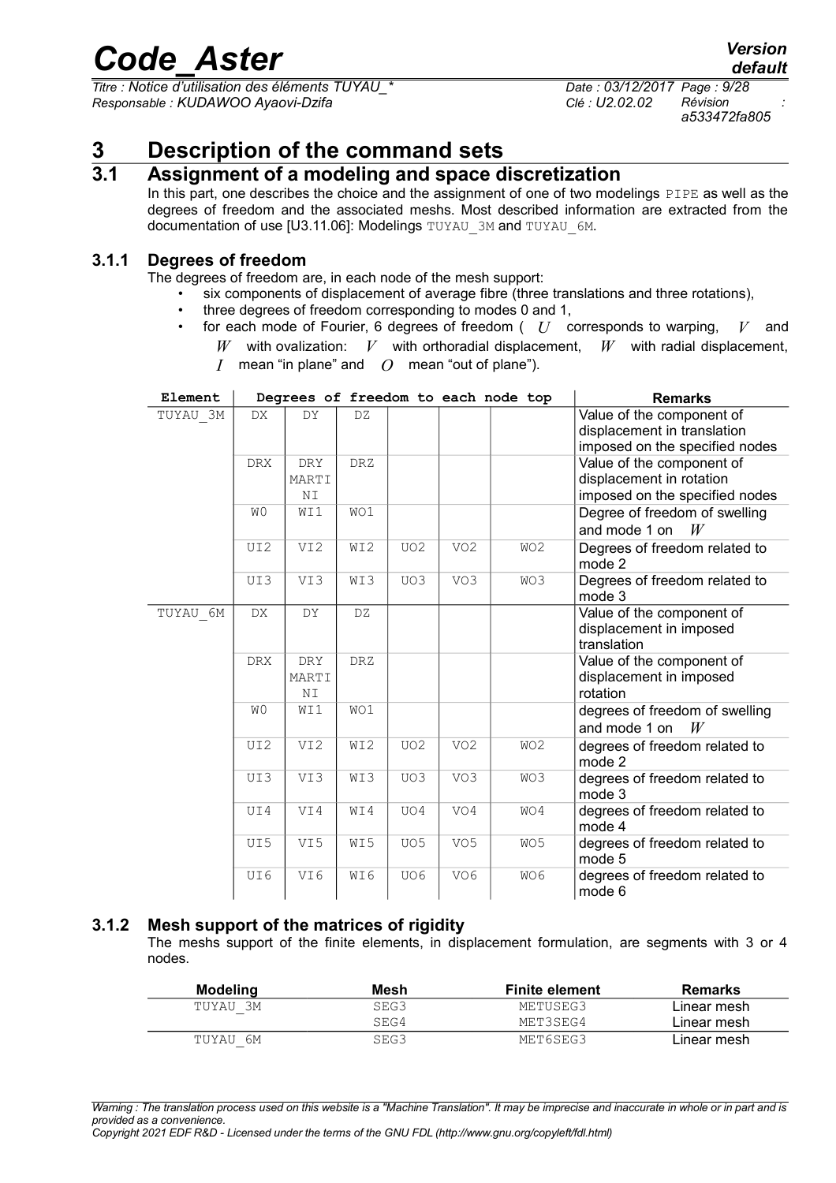# 3 Description of the command sets

## 3.1 Assignment of a modeling and space discretization

In this part, one describes the choice and the assignment of one of two modelings PIPE as well as the degrees of freedom and the associated meshs. Most described information are extracted from the documentation of use [U3.11.06]: Modelings TUYAU_3M and TUYAU_6M.

### 3.1.1 Degrees of freedom

The degrees of freedom are, in each node of the mesh support:

- six components of displacement of average fibre (three translations and three rotations),
- three degrees of freedom corresponding to modes 0 and 1,
- for each mode of Fourier, 6 degrees of freedom ( $U$ corresponds to warping, $V$ and $W$ with ovalization: $V$ with orthoradial displacement, $W$ with radial displacement, $I$ mean "in plane" and $O$ mean "out of plane").

| Element | Degrees of freedom to each node top | | | | | | Remarks |
|---|---|---|---|---|---|---|---|
| TUYAU_3M | DX | DY | DZ | | | | Value of the component of displacement in translation imposed on the specified nodes |
| | DRX | DRY MARTINI | DRZ | | | | Value of the component of displacement in rotation imposed on the specified nodes |
| | W0 | WI1 | WO1 | | | | Degree of freedom of swelling and mode 1 on $W$ |
| | UI2 | VI2 | WI2 | UO2 | VO2 | WO2 | Degrees of freedom related to mode 2 |
| | UI3 | VI3 | WI3 | UO3 | VO3 | WO3 | Degrees of freedom related to mode 3 |
| TUYAU_6M | DX | DY | DZ | | | | Value of the component of displacement in imposed translation |
| | DRX | DRY MARTINI | DRZ | | | | Value of the component of displacement in imposed rotation |
| | W0 | WI1 | WO1 | | | | degrees of freedom of swelling and mode 1 on $W$ |
| | UI2 | VI2 | WI2 | UO2 | VO2 | WO2 | degrees of freedom related to mode 2 |
| | UI3 | VI3 | WI3 | UO3 | VO3 | WO3 | degrees of freedom related to mode 3 |
| | UI4 | VI4 | WI4 | UO4 | VO4 | WO4 | degrees of freedom related to mode 4 |
| | UI5 | VI5 | WI5 | UO5 | VO5 | WO5 | degrees of freedom related to mode 5 |
| | UI6 | VI6 | WI6 | UO6 | VO6 | WO6 | degrees of freedom related to mode 6 |

### 3.1.2 Mesh support of the matrices of rigidity

The meshs support of the finite elements, in displacement formulation, are segments with 3 or 4 nodes.

| Modeling | Mesh | Finite element | Remarks |
|---|---|---|---|
| TUYAU_3M | SEG3 | METUSEG3 | Linear mesh |
| | SEG4 | MET3SEG4 | Linear mesh |
| TUYAU_6M | SEG3 | MET6SEG3 | Linear mesh |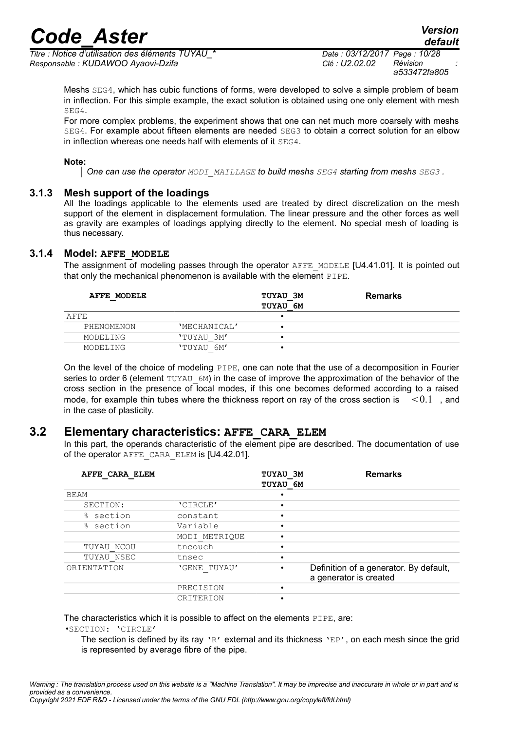Meshs SEG4, which has cubic functions of forms, were developed to solve a simple problem of beam in inflection. For this simple example, the exact solution is obtained using one only element with mesh SEG4.

For more complex problems, the experiment shows that one can net much more coarsely with meshs SEG4. For example about fifteen elements are needed SEG3 to obtain a correct solution for an elbow in inflection whereas one needs half with elements of it SEG4.

**Note:**

*One can use the operator MODI_MAILLAGE to build meshs SEG4 starting from meshs SEG3 .*

### 3.1.3 Mesh support of the loadings

All the loadings applicable to the elements used are treated by direct discretization on the mesh support of the element in displacement formulation. The linear pressure and the other forces as well as gravity are examples of loadings applying directly to the element. No special mesh of loading is thus necessary.

### 3.1.4 Model: AFFE_MODELE

The assignment of modeling passes through the operator AFFE_MODELE [U4.41.01]. It is pointed out that only the mechanical phenomenon is available with the element PIPE.

| AFFE_MODELE | | TUYAU_3M TUYAU_6M | Remarks |
|---|---|---|---|
| AFFE | | • | |
| PHENOMENON | 'MECHANICAL' | • | |
| MODELING | 'TUYAU_3M' | • | |
| MODELING | 'TUYAU_6M' | • | |

On the level of the choice of modeling PIPE, one can note that the use of a decomposition in Fourier series to order 6 (element TUYAU_6M) in the case of improve the approximation of the behavior of the cross section in the presence of local modes, if this one becomes deformed according to a raised mode, for example thin tubes where the thickness report on ray of the cross section is $<0.1$ , and in the case of plasticity.

## 3.2 Elementary characteristics: AFFE_CARA_ELEM

In this part, the operands characteristic of the element pipe are described. The documentation of use of the operator AFFE_CARA_ELEM is [U4.42.01].

| AFFE_CARA_ELEM | | TUYAU_3M TUYAU_6M | Remarks |
|---|---|---|---|
| BEAM | | • | |
| SECTION: | 'CIRCLE' | • | |
| % section | constant | • | |
| % section | Variable | • | |
| | MODI_METRIQUE | • | |
| TUYAU_NCOU | tncouch | • | |
| TUYAU_NSEC | tnsec | • | |
| ORIENTATION | 'GENE_TUYAU' | • | Definition of a generator. By default, a generator is created |
| | PRECISION | • | |
| | CRITERION | • | |

The characteristics which it is possible to affect on the elements PIPE, are:

•SECTION: 'CIRCLE'

The section is defined by its ray 'R' external and its thickness 'EP', on each mesh since the grid is represented by average fibre of the pipe.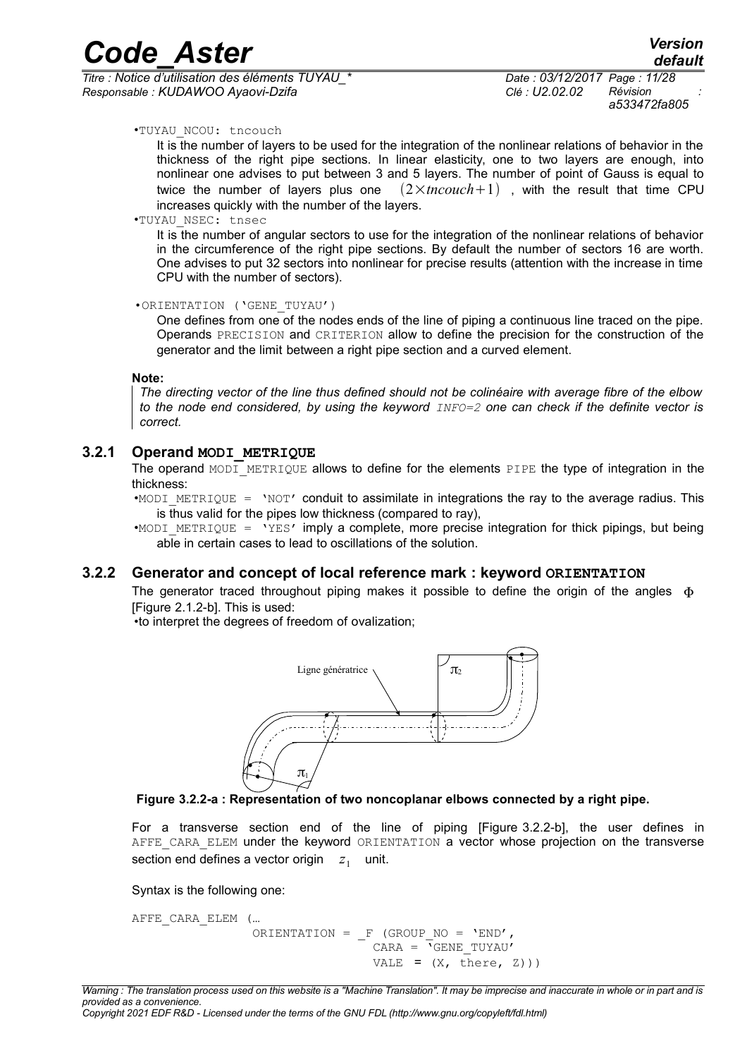•TUYAU_NCOU: tncouch

It is the number of layers to be used for the integration of the nonlinear relations of behavior in the thickness of the right pipe sections. In linear elasticity, one to two layers are enough, into nonlinear one advises to put between 3 and 5 layers. The number of point of Gauss is equal to twice the number of layers plus one $(2 \times tncouch + 1)$, with the result that time CPU increases quickly with the number of the layers.

•TUYAU_NSEC: tnsec

It is the number of angular sectors to use for the integration of the nonlinear relations of behavior in the circumference of the right pipe sections. By default the number of sectors 16 are worth. One advises to put 32 sectors into nonlinear for precise results (attention with the increase in time CPU with the number of sectors).

•ORIENTATION ('GENE_TUYAU')

One defines from one of the nodes ends of the line of piping a continuous line traced on the pipe. Operands PRECISION and CRITERION allow to define the precision for the construction of the generator and the limit between a right pipe section and a curved element.

**Note:**

*The directing vector of the line thus defined should not be colinéaire with average fibre of the elbow to the node end considered, by using the keyword INFO=2 one can check if the definite vector is correct.*

### 3.2.1 Operand MODI_METRIQUE

The operand MODI_METRIQUE allows to define for the elements PIPE the type of integration in the thickness:

- MODI_METRIQUE = 'NOT' conduit to assimilate in integrations the ray to the average radius. This is thus valid for the pipes low thickness (compared to ray),
- MODI_METRIQUE = 'YES' imply a complete, more precise integration for thick pipings, but being able in certain cases to lead to oscillations of the solution.

### 3.2.2 Generator and concept of local reference mark : keyword ORIENTATION

The generator traced throughout piping makes it possible to define the origin of the angles $\Phi$ [Figure 2.1.2-b]. This is used:

- to interpret the degrees of freedom of ovalization;

Ligne génératrice $\pi_2$ $\pi_1$

**Figure 3.2.2-a : Representation of two noncoplanar elbows connected by a right pipe.**

For a transverse section end of the line of piping [Figure 3.2.2-b], the user defines in AFFE_CARA_ELEM under the keyword ORIENTATION a vector whose projection on the transverse section end defines a vector origin $z_1$ unit.

Syntax is the following one:

```
AFFE_CARA_ELEM (…
                ORIENTATION = _F (GROUP_NO = 'END',
                                  CARA = 'GENE_TUYAU'
                                  VALE = (X, there, Z)))
```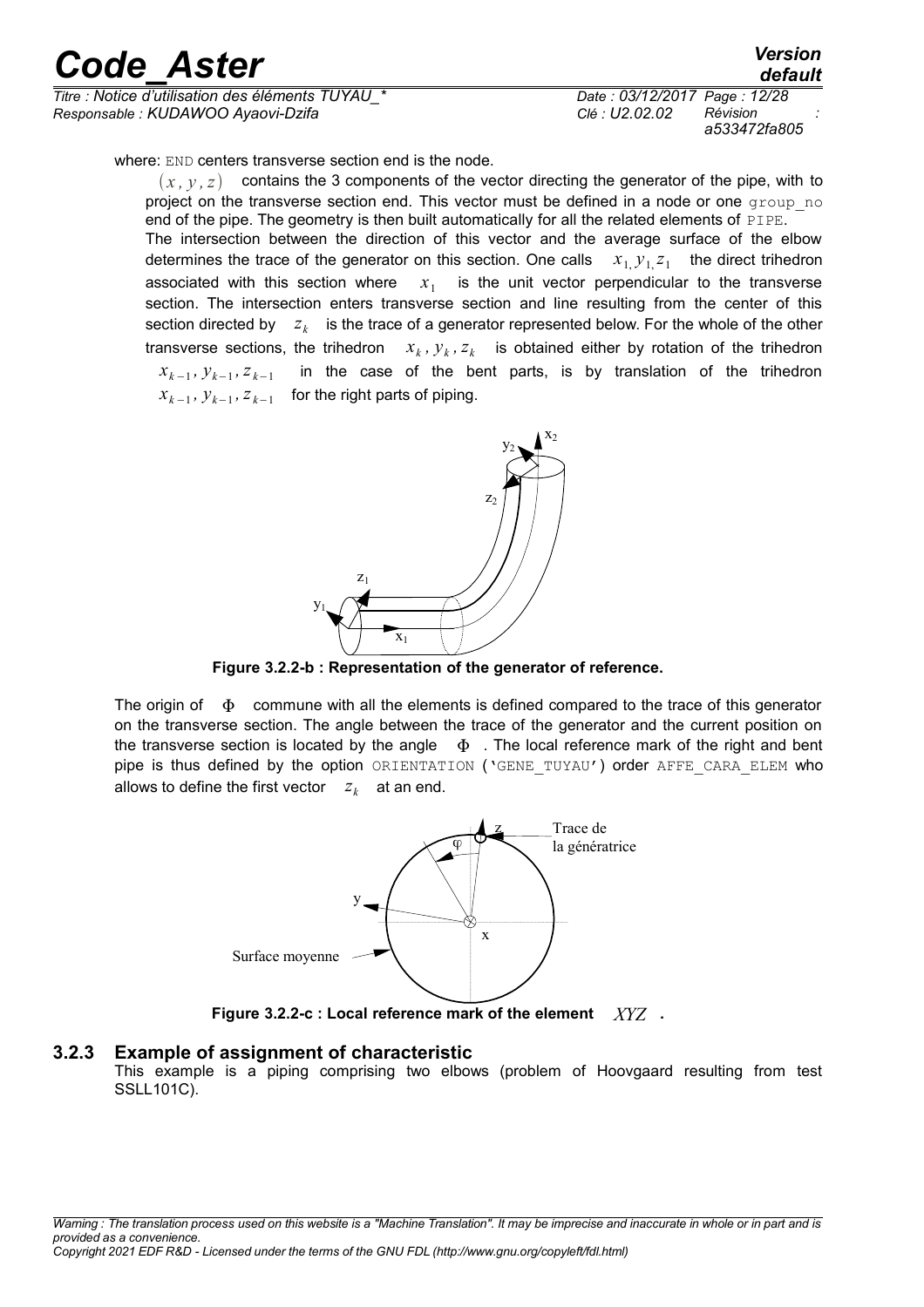where: END centers transverse section end is the node.

$(x, y, z)$ contains the 3 components of the vector directing the generator of the pipe, with to project on the transverse section end. This vector must be defined in a node or one group_no end of the pipe. The geometry is then built automatically for all the related elements of PIPE.

The intersection between the direction of this vector and the average surface of the elbow determines the trace of the generator on this section. One calls $x_1, y_1, z_1$ the direct trihedron associated with this section where $x_1$ is the unit vector perpendicular to the transverse section. The intersection enters transverse section and line resulting from the center of this section directed by $z_k$ is the trace of a generator represented below. For the whole of the other transverse sections, the trihedron $x_k, y_k, z_k$ is obtained either by rotation of the trihedron $x_{k-1}, y_{k-1}, z_{k-1}$ in the case of the bent parts, is by translation of the trihedron $x_{k-1}, y_{k-1}, z_{k-1}$ for the right parts of piping.

**Figure 3.2.2-b : Representation of the generator of reference.**

The origin of $\Phi$ commune with all the elements is defined compared to the trace of this generator on the transverse section. The angle between the trace of the generator and the current position on the transverse section is located by the angle $\Phi$. The local reference mark of the right and bent pipe is thus defined by the option ORIENTATION ('GENE_TUYAU') order AFFE_CARA_ELEM who allows to define the first vector $z_k$ at an end.

**Figure 3.2.2-c : Local reference mark of the element $XYZ$ .**

### 3.2.3 Example of assignment of characteristic

This example is a piping comprising two elbows (problem of Hoovgaard resulting from test SSLL101C).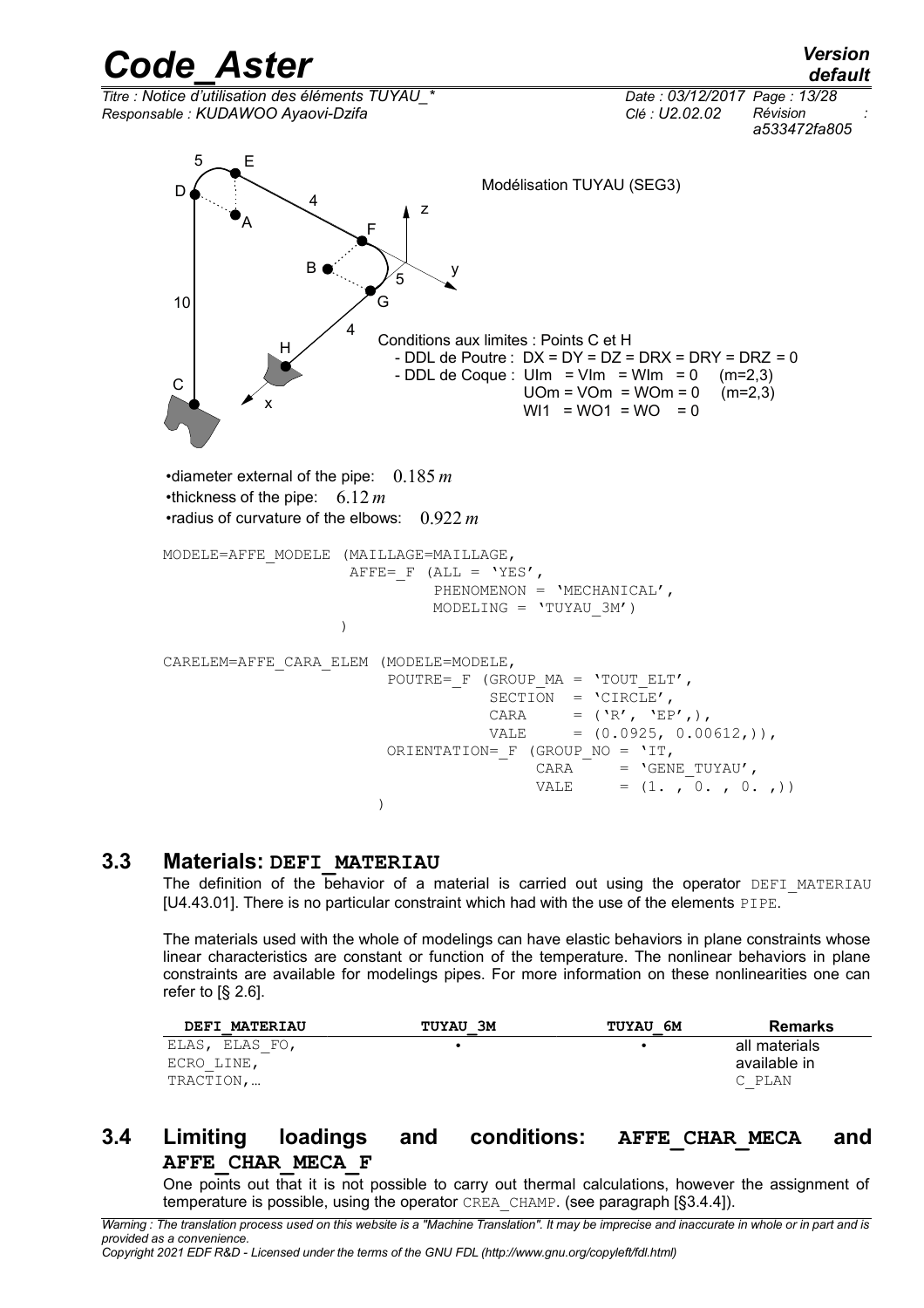Modélisation TUYAU (SEG3)

Conditions aux limites : Points C et H
- DDL de Poutre : DX = DY = DZ = DRX = DRY = DRZ = 0
- DDL de Coque : UIm = VIm = WIm = 0 (m=2,3)
  UOm = VOm = WOm = 0 (m=2,3)
  WI1 = WO1 = WO = 0

- diameter external of the pipe: $0.185\,m$
- thickness of the pipe: $6.12\,m$
- radius of curvature of the elbows: $0.922\,m$

```
MODELE=AFFE_MODELE (MAILLAGE=MAILLAGE,
                    AFFE=_F (ALL = 'YES',
                           PHENOMENON = 'MECHANICAL',
                           MODELING = 'TUYAU_3M')
                   )

CARELEM=AFFE_CARA_ELEM (MODELE=MODELE,
                        POUTRE=_F (GROUP_MA = 'TOUT_ELT',
                                   SECTION  = 'CIRCLE',
                                   CARA     = ('R', 'EP',),
                                   VALE     = (0.0925, 0.00612,)),
                        ORIENTATION=_F (GROUP_NO = 'IT,
                                        CARA     = 'GENE_TUYAU',
                                        VALE     = (1. , 0. , 0. ,))
                       )
```

## 3.3 Materials: DEFI_MATERIAU

The definition of the behavior of a material is carried out using the operator DEFI_MATERIAU [U4.43.01]. There is no particular constraint which had with the use of the elements PIPE.

The materials used with the whole of modelings can have elastic behaviors in plane constraints whose linear characteristics are constant or function of the temperature. The nonlinear behaviors in plane constraints are available for modelings pipes. For more information on these nonlinearities one can refer to [§ 2.6].

| DEFI_MATERIAU | TUYAU_3M | TUYAU_6M | Remarks |
|---|---|---|---|
| ELAS, ELAS_FO, ECRO_LINE, TRACTION,… | • | • | all materials available in C_PLAN |

## 3.4 Limiting loadings and conditions: AFFE_CHAR_MECA and AFFE_CHAR_MECA_F

One points out that it is not possible to carry out thermal calculations, however the assignment of temperature is possible, using the operator CREA_CHAMP. (see paragraph [§3.4.4]).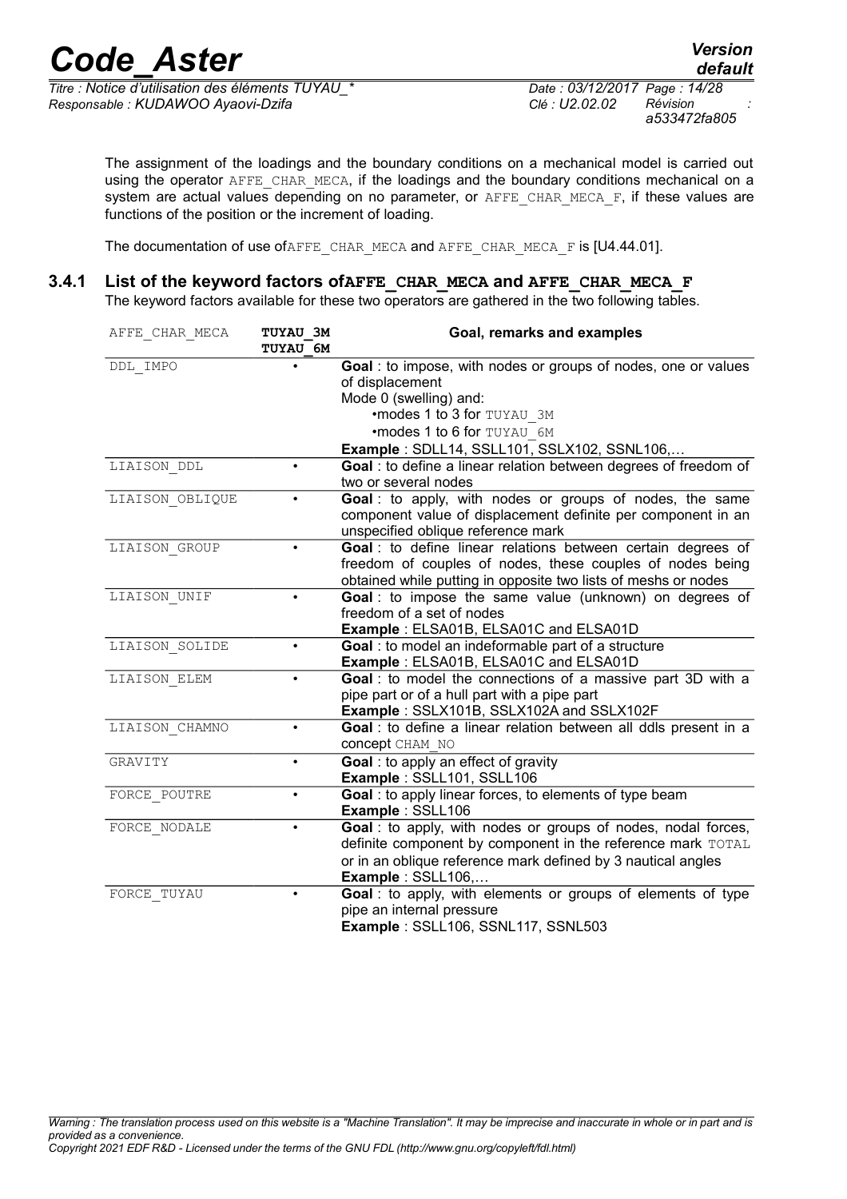The assignment of the loadings and the boundary conditions on a mechanical model is carried out using the operator AFFE_CHAR_MECA, if the loadings and the boundary conditions mechanical on a system are actual values depending on no parameter, or AFFE_CHAR_MECA_F, if these values are functions of the position or the increment of loading.

The documentation of use ofAFFE_CHAR_MECA and AFFE_CHAR_MECA_F is [U4.44.01].

### 3.4.1 List of the keyword factors of AFFE_CHAR_MECA and AFFE_CHAR_MECA_F

The keyword factors available for these two operators are gathered in the two following tables.

| AFFE_CHAR_MECA | **TUYAU_3M TUYAU_6M** | **Goal, remarks and examples** |
|---|---|---|
| DDL_IMPO | • | **Goal** : to impose, with nodes or groups of nodes, one or values of displacement<br>Mode 0 (swelling) and:<br>•modes 1 to 3 for TUYAU_3M<br>•modes 1 to 6 for TUYAU_6M<br>**Example** : SDLL14, SSLL101, SSLX102, SSNL106,… |
| LIAISON_DDL | • | **Goal** : to define a linear relation between degrees of freedom of two or several nodes |
| LIAISON_OBLIQUE | • | **Goal** : to apply, with nodes or groups of nodes, the same component value of displacement definite per component in an unspecified oblique reference mark |
| LIAISON_GROUP | • | **Goal** : to define linear relations between certain degrees of freedom of couples of nodes, these couples of nodes being obtained while putting in opposite two lists of meshs or nodes |
| LIAISON_UNIF | • | **Goal** : to impose the same value (unknown) on degrees of freedom of a set of nodes<br>**Example** : ELSA01B, ELSA01C and ELSA01D |
| LIAISON_SOLIDE | • | **Goal** : to model an indeformable part of a structure<br>**Example** : ELSA01B, ELSA01C and ELSA01D |
| LIAISON_ELEM | • | **Goal** : to model the connections of a massive part 3D with a pipe part or of a hull part with a pipe part<br>**Example** : SSLX101B, SSLX102A and SSLX102F |
| LIAISON_CHAMNO | • | **Goal** : to define a linear relation between all ddls present in a concept CHAM_NO |
| GRAVITY | • | **Goal** : to apply an effect of gravity<br>**Example** : SSLL101, SSLL106 |
| FORCE_POUTRE | • | **Goal** : to apply linear forces, to elements of type beam<br>**Example** : SSLL106 |
| FORCE_NODALE | • | **Goal** : to apply, with nodes or groups of nodes, nodal forces, definite component by component in the reference mark TOTAL or in an oblique reference mark defined by 3 nautical angles<br>**Example** : SSLL106,… |
| FORCE_TUYAU | • | **Goal** : to apply, with elements or groups of elements of type pipe an internal pressure<br>**Example** : SSLL106, SSNL117, SSNL503 |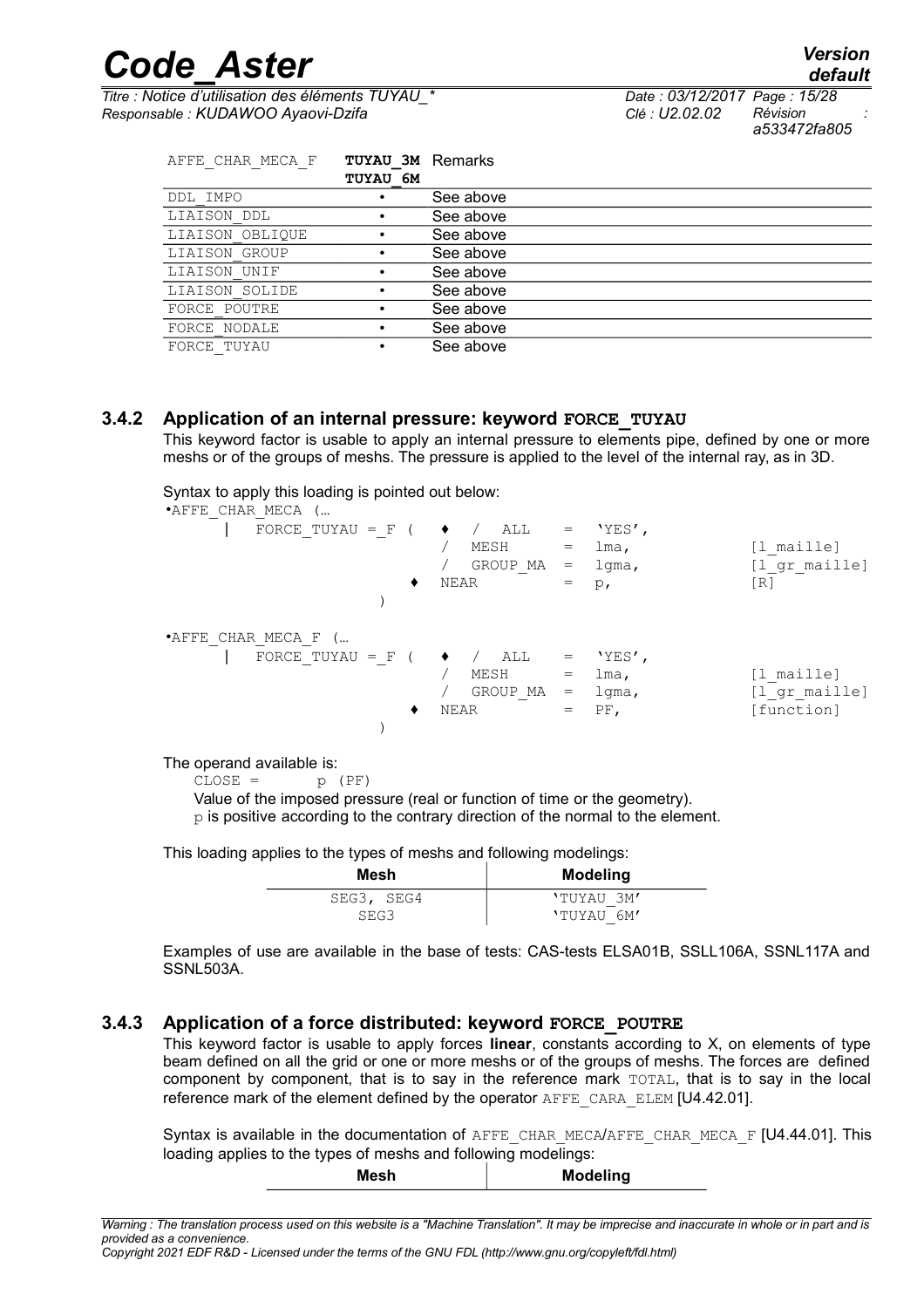| AFFE_CHAR_MECA_F | TUYAU_3M TUYAU_6M | Remarks |
|---|---|---|
| DDL_IMPO | • | See above |
| LIAISON_DDL | • | See above |
| LIAISON_OBLIQUE | • | See above |
| LIAISON_GROUP | • | See above |
| LIAISON_UNIF | • | See above |
| LIAISON_SOLIDE | • | See above |
| FORCE_POUTRE | • | See above |
| FORCE_NODALE | • | See above |
| FORCE_TUYAU | • | See above |

### 3.4.2 Application of an internal pressure: keyword FORCE_TUYAU

This keyword factor is usable to apply an internal pressure to elements pipe, defined by one or more meshs or of the groups of meshs. The pressure is applied to the level of the internal ray, as in 3D.

Syntax to apply this loading is pointed out below:

```
•AFFE_CHAR_MECA (…
     |  FORCE_TUYAU =_F (  ♦  /  ALL      =  'YES',
                           /  MESH     =  lma,         [l_maille]
                           /  GROUP_MA =  lgma,        [l_gr_maille]
                        ♦  NEAR        =  p,           [R]
                    )

•AFFE_CHAR_MECA_F (…
     |  FORCE_TUYAU =_F (  ♦  /  ALL      =  'YES',
                           /  MESH     =  lma,         [l_maille]
                           /  GROUP_MA =  lgma,        [l_gr_maille]
                        ♦  NEAR        =  PF,          [function]
                    )
```

The operand available is:

CLOSE = p (PF)

Value of the imposed pressure (real or function of time or the geometry).

p is positive according to the contrary direction of the normal to the element.

This loading applies to the types of meshs and following modelings:

| Mesh | Modeling |
|---|---|
| SEG3, SEG4 | 'TUYAU_3M' |
| SEG3 | 'TUYAU_6M' |

Examples of use are available in the base of tests: CAS-tests ELSA01B, SSLL106A, SSNL117A and SSNL503A.

### 3.4.3 Application of a force distributed: keyword FORCE_POUTRE

This keyword factor is usable to apply forces **linear**, constants according to X, on elements of type beam defined on all the grid or one or more meshs or of the groups of meshs. The forces are defined component by component, that is to say in the reference mark TOTAL, that is to say in the local reference mark of the element defined by the operator AFFE_CARA_ELEM [U4.42.01].

Syntax is available in the documentation of AFFE_CHAR_MECA/AFFE_CHAR_MECA_F [U4.44.01]. This loading applies to the types of meshs and following modelings:

| Mesh | Modeling |
|---|---|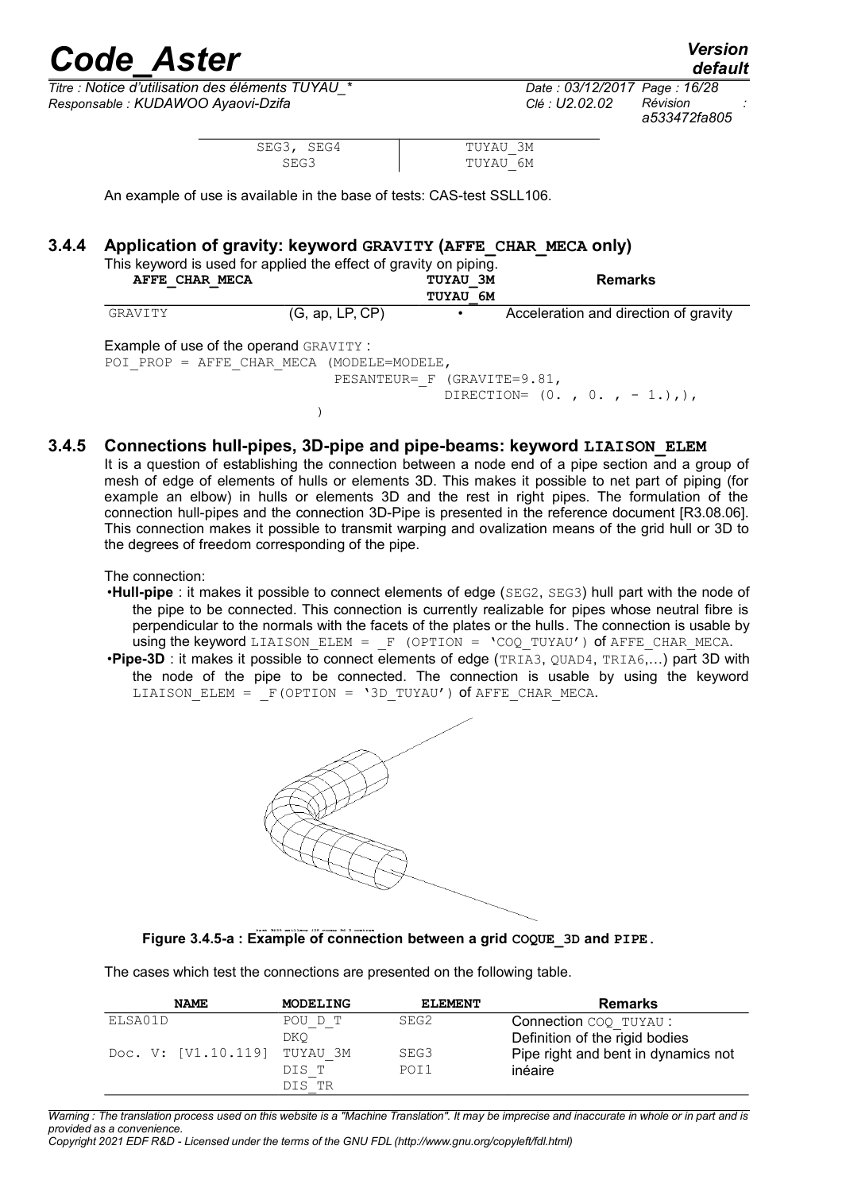| SEG3, SEG4 | TUYAU_3M |
|---|---|
| SEG3 | TUYAU_6M |

An example of use is available in the base of tests: CAS-test SSLL106.

### 3.4.4 Application of gravity: keyword GRAVITY (AFFE_CHAR_MECA only)

This keyword is used for applied the effect of gravity on piping.

| AFFE_CHAR_MECA | | TUYAU_3M TUYAU_6M | Remarks |
|---|---|---|---|
| GRAVITY | (G, ap, LP, CP) | • | Acceleration and direction of gravity |

Example of use of the operand GRAVITY :

```
POI_PROP = AFFE_CHAR_MECA (MODELE=MODELE,
                           PESANTEUR=_F (GRAVITE=9.81,
                                         DIRECTION= (0. , 0. , - 1.),),
                           )
```

### 3.4.5 Connections hull-pipes, 3D-pipe and pipe-beams: keyword LIAISON_ELEM

It is a question of establishing the connection between a node end of a pipe section and a group of mesh of edge of elements of hulls or elements 3D. This makes it possible to net part of piping (for example an elbow) in hulls or elements 3D and the rest in right pipes. The formulation of the connection hull-pipes and the connection 3D-Pipe is presented in the reference document [R3.08.06]. This connection makes it possible to transmit warping and ovalization means of the grid hull or 3D to the degrees of freedom corresponding of the pipe.

The connection:

- **Hull-pipe** : it makes it possible to connect elements of edge (SEG2, SEG3) hull part with the node of the pipe to be connected. This connection is currently realizable for pipes whose neutral fibre is perpendicular to the normals with the facets of the plates or the hulls. The connection is usable by using the keyword LIAISON_ELEM = _F (OPTION = 'COQ_TUYAU') of AFFE_CHAR_MECA.
- **Pipe-3D** : it makes it possible to connect elements of edge (TRIA3, QUAD4, TRIA6,…) part 3D with the node of the pipe to be connected. The connection is usable by using the keyword LIAISON_ELEM = _F(OPTION = '3D_TUYAU') of AFFE_CHAR_MECA.

**Figure 3.4.5-a : Example of connection between a grid COQUE_3D and PIPE.**

The cases which test the connections are presented on the following table.

| NAME | MODELING | ELEMENT | Remarks |
|---|---|---|---|
| ELSA01D | POU_D_T<br>DKQ | SEG2 | Connection COQ_TUYAU :<br>Definition of the rigid bodies |
| Doc. V: [V1.10.119] | TUYAU_3M<br>DIS_T<br>DIS_TR | SEG3<br>POI1 | Pipe right and bent in dynamics not inéaire |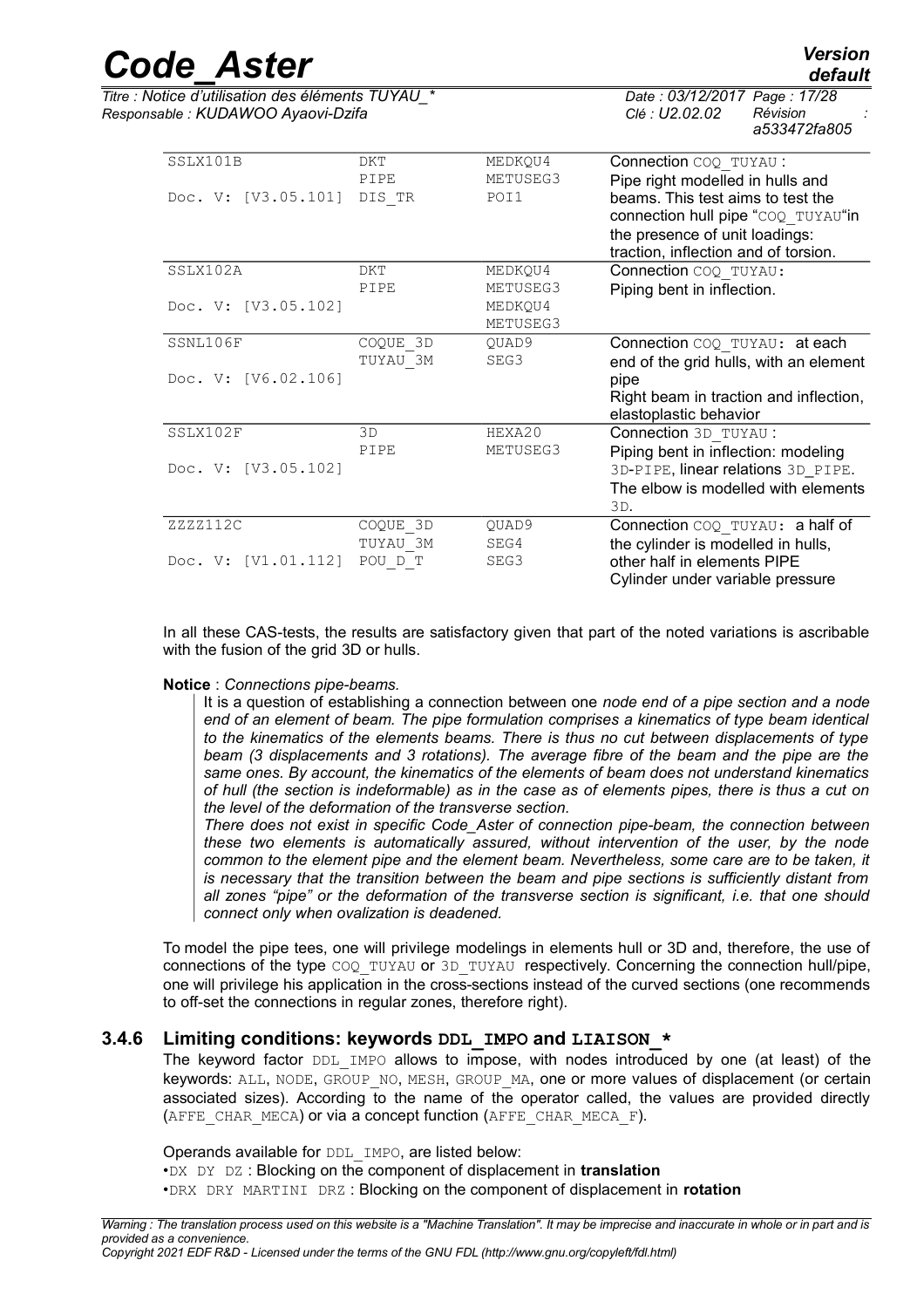| | | | |
|---|---|---|---|
| SSLX101B<br><br>Doc. V: [V3.05.101] | DKT<br>PIPE<br>DIS_TR | MEDKQU4<br>METUSEG3<br>POI1 | Connection COQ_TUYAU :<br>Pipe right modelled in hulls and beams. This test aims to test the connection hull pipe "COQ_TUYAU"in the presence of unit loadings: traction, inflection and of torsion. |
| SSLX102A<br><br>Doc. V: [V3.05.102] | DKT<br>PIPE | MEDKQU4<br>METUSEG3<br>MEDKQU4<br>METUSEG3 | Connection COQ_TUYAU:<br>Piping bent in inflection. |
| SSNL106F<br><br>Doc. V: [V6.02.106] | COQUE_3D<br>TUYAU_3M | QUAD9<br>SEG3 | Connection COQ_TUYAU: at each end of the grid hulls, with an element pipe<br>Right beam in traction and inflection, elastoplastic behavior |
| SSLX102F<br><br>Doc. V: [V3.05.102] | 3D<br>PIPE | HEXA20<br>METUSEG3 | Connection 3D_TUYAU :<br>Piping bent in inflection: modeling 3D-PIPE, linear relations 3D_PIPE. The elbow is modelled with elements 3D. |
| ZZZZ112C<br><br>Doc. V: [V1.01.112] | COQUE_3D<br>TUYAU_3M<br>POU_D_T | QUAD9<br>SEG4<br>SEG3 | Connection COQ_TUYAU: a half of the cylinder is modelled in hulls, other half in elements PIPE<br>Cylinder under variable pressure |

In all these CAS-tests, the results are satisfactory given that part of the noted variations is ascribable with the fusion of the grid 3D or hulls.

**Notice** : *Connections pipe-beams.*

> It is a question of establishing a connection between one *node end of a pipe section and a node end of an element of beam. The pipe formulation comprises a kinematics of type beam identical to the kinematics of the elements beams. There is thus no cut between displacements of type beam (3 displacements and 3 rotations). The average fibre of the beam and the pipe are the same ones. By account, the kinematics of the elements of beam does not understand kinematics of hull (the section is indeformable) as in the case as of elements pipes, there is thus a cut on the level of the deformation of the transverse section.*
>
> *There does not exist in specific Code_Aster of connection pipe-beam, the connection between these two elements is automatically assured, without intervention of the user, by the node common to the element pipe and the element beam. Nevertheless, some care are to be taken, it is necessary that the transition between the beam and pipe sections is sufficiently distant from all zones "pipe" or the deformation of the transverse section is significant, i.e. that one should connect only when ovalization is deadened.*

To model the pipe tees, one will privilege modelings in elements hull or 3D and, therefore, the use of connections of the type COQ_TUYAU or 3D_TUYAU respectively. Concerning the connection hull/pipe, one will privilege his application in the cross-sections instead of the curved sections (one recommends to off-set the connections in regular zones, therefore right).

### 3.4.6 Limiting conditions: keywords DDL_IMPO and LIAISON_*

The keyword factor DDL_IMPO allows to impose, with nodes introduced by one (at least) of the keywords: ALL, NODE, GROUP_NO, MESH, GROUP_MA, one or more values of displacement (or certain associated sizes). According to the name of the operator called, the values are provided directly (AFFE_CHAR_MECA) or via a concept function (AFFE_CHAR_MECA_F).

Operands available for DDL_IMPO, are listed below:

- DX DY DZ : Blocking on the component of displacement in **translation**
- DRX DRY MARTINI DRZ : Blocking on the component of displacement in **rotation**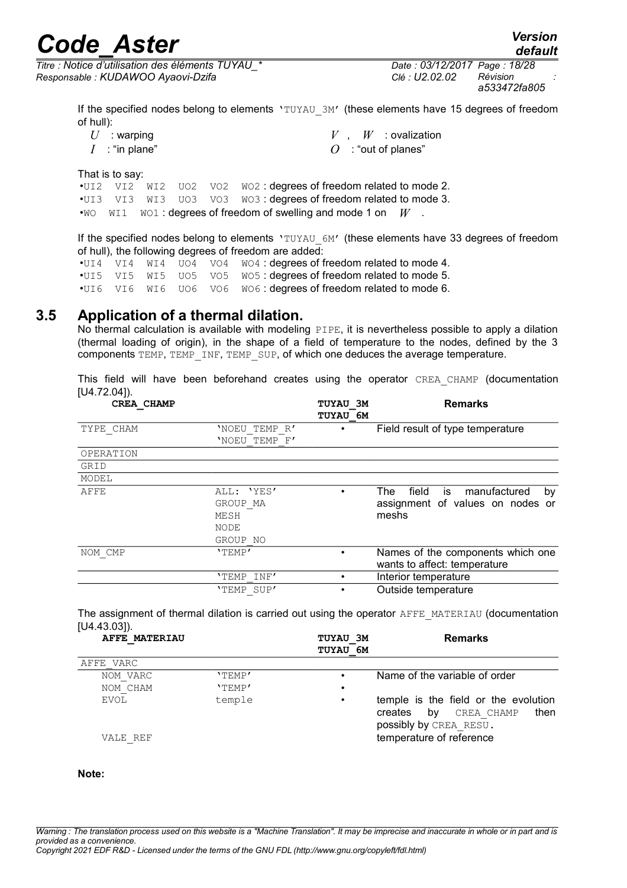If the specified nodes belong to elements 'TUYAU_3M' (these elements have 15 degrees of freedom of hull):

$U$ : warping $\quad V$ , $W$ : ovalization

$I$ : "in plane" $\quad O$ : "out of planes"

That is to say:

- UI2 VI2 WI2 UO2 VO2 WO2 : degrees of freedom related to mode 2.
- UI3 VI3 WI3 UO3 VO3 WO3 : degrees of freedom related to mode 3.
- WO WI1 WO1 : degrees of freedom of swelling and mode 1 on $W$ .

If the specified nodes belong to elements 'TUYAU_6M' (these elements have 33 degrees of freedom of hull), the following degrees of freedom are added:

- UI4 VI4 WI4 UO4 VO4 WO4 : degrees of freedom related to mode 4.
- UI5 VI5 WI5 UO5 VO5 WO5 : degrees of freedom related to mode 5.
- UI6 VI6 WI6 UO6 VO6 WO6 : degrees of freedom related to mode 6.

## 3.5 Application of a thermal dilation.

No thermal calculation is available with modeling PIPE, it is nevertheless possible to apply a dilation (thermal loading of origin), in the shape of a field of temperature to the nodes, defined by the 3 components TEMP, TEMP_INF, TEMP_SUP, of which one deduces the average temperature.

This field will have been beforehand creates using the operator CREA_CHAMP (documentation [U4.72.04]).

| **CREA_CHAMP** | | **TUYAU_3M TUYAU_6M** | **Remarks** |
|---|---|---|---|
| TYPE_CHAM | 'NOEU_TEMP_R' 'NOEU_TEMP_F' | • | Field result of type temperature |
| OPERATION | | | |
| GRID | | | |
| MODEL | | | |
| AFFE | ALL: 'YES' GROUP_MA MESH NODE GROUP_NO | • | The field is manufactured by assignment of values on nodes or meshs |
| NOM_CMP | 'TEMP' | • | Names of the components which one wants to affect: temperature |
| | 'TEMP_INF' | • | Interior temperature |
| | 'TEMP_SUP' | • | Outside temperature |

The assignment of thermal dilation is carried out using the operator AFFE_MATERIAU (documentation [U4.43.03]).

| **AFFE_MATERIAU** | | **TUYAU_3M TUYAU_6M** | **Remarks** |
|---|---|---|---|
| AFFE_VARC | | | |
| NOM_VARC | 'TEMP' | • | Name of the variable of order |
| NOM_CHAM | 'TEMP' | • | |
| EVOL | temple | • | temple is the field or the evolution creates by CREA_CHAMP then possibly by CREA_RESU. |
| VALE_REF | | | temperature of reference |

**Note:**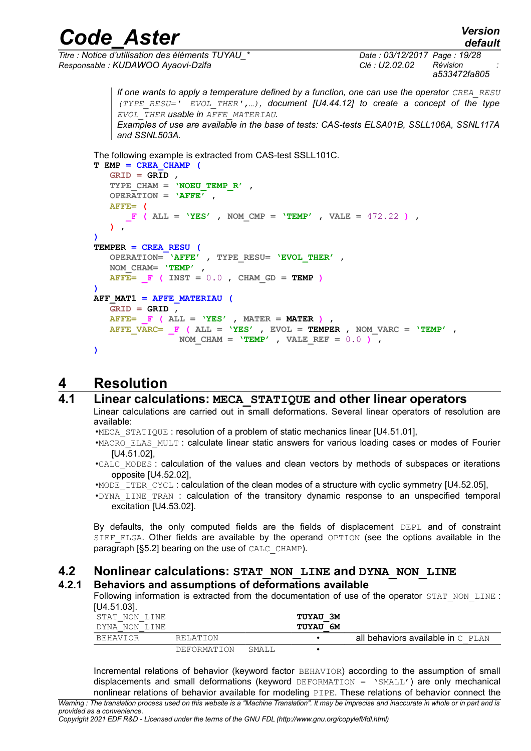*If one wants to apply a temperature defined by a function, one can use the operator CREA_RESU (TYPE_RESU=' EVOL_THER',…), document [U4.44.12] to create a concept of the type EVOL_THER usable in AFFE_MATERIAU.*
*Examples of use are available in the base of tests: CAS-tests ELSA01B, SSLL106A, SSNL117A and SSNL503A.*

The following example is extracted from CAS-test SSLL101C.

```
T EMP = CREA_CHAMP (
   GRID = GRID ,
   TYPE_CHAM = 'NOEU_TEMP_R' ,
   OPERATION = 'AFFE' ,
   AFFE= (
      _F ( ALL = 'YES' , NOM_CMP = 'TEMP' , VALE = 472.22 ) ,
   ) ,
)
TEMPER = CREA_RESU (
   OPERATION= 'AFFE' , TYPE_RESU= 'EVOL_THER' ,
   NOM_CHAM= 'TEMP' ,
   AFFE= _F ( INST = 0.0 , CHAM_GD = TEMP )
)
AFF_MAT1 = AFFE_MATERIAU (
   GRID = GRID ,
   AFFE= _F ( ALL = 'YES' , MATER = MATER ) ,
   AFFE_VARC= _F ( ALL = 'YES' , EVOL = TEMPER , NOM_VARC = 'TEMP' ,
                    NOM_CHAM = 'TEMP' , VALE_REF = 0.0 ) ,
)
```

# 4 Resolution

## 4.1 Linear calculations: MECA_STATIQUE and other linear operators

Linear calculations are carried out in small deformations. Several linear operators of resolution are available:

- MECA_STATIQUE : resolution of a problem of static mechanics linear [U4.51.01],
- MACRO_ELAS_MULT : calculate linear static answers for various loading cases or modes of Fourier [U4.51.02],
- CALC_MODES : calculation of the values and clean vectors by methods of subspaces or iterations opposite [U4.52.02],
- MODE_ITER_CYCL : calculation of the clean modes of a structure with cyclic symmetry [U4.52.05],
- DYNA_LINE_TRAN : calculation of the transitory dynamic response to an unspecified temporal excitation [U4.53.02].

By defaults, the only computed fields are the fields of displacement DEPL and of constraint SIEF_ELGA. Other fields are available by the operand OPTION (see the options available in the paragraph [§5.2] bearing on the use of CALC_CHAMP).

## 4.2 Nonlinear calculations: STAT_NON_LINE and DYNA_NON_LINE

### 4.2.1 Behaviors and assumptions of deformations available

Following information is extracted from the documentation of use of the operator STAT_NON_LINE : [U4.51.03].

| STAT_NON_LINE<br>DYNA_NON_LINE | | | TUYAU_3M<br>TUYAU_6M | |
|---|---|---|---|---|
| BEHAVIOR | RELATION | | • | all behaviors available in C_PLAN |
| | DEFORMATION | SMALL | • | |

Incremental relations of behavior (keyword factor BEHAVIOR) according to the assumption of small displacements and small deformations (keyword DEFORMATION = 'SMALL') are only mechanical nonlinear relations of behavior available for modeling PIPE. These relations of behavior connect the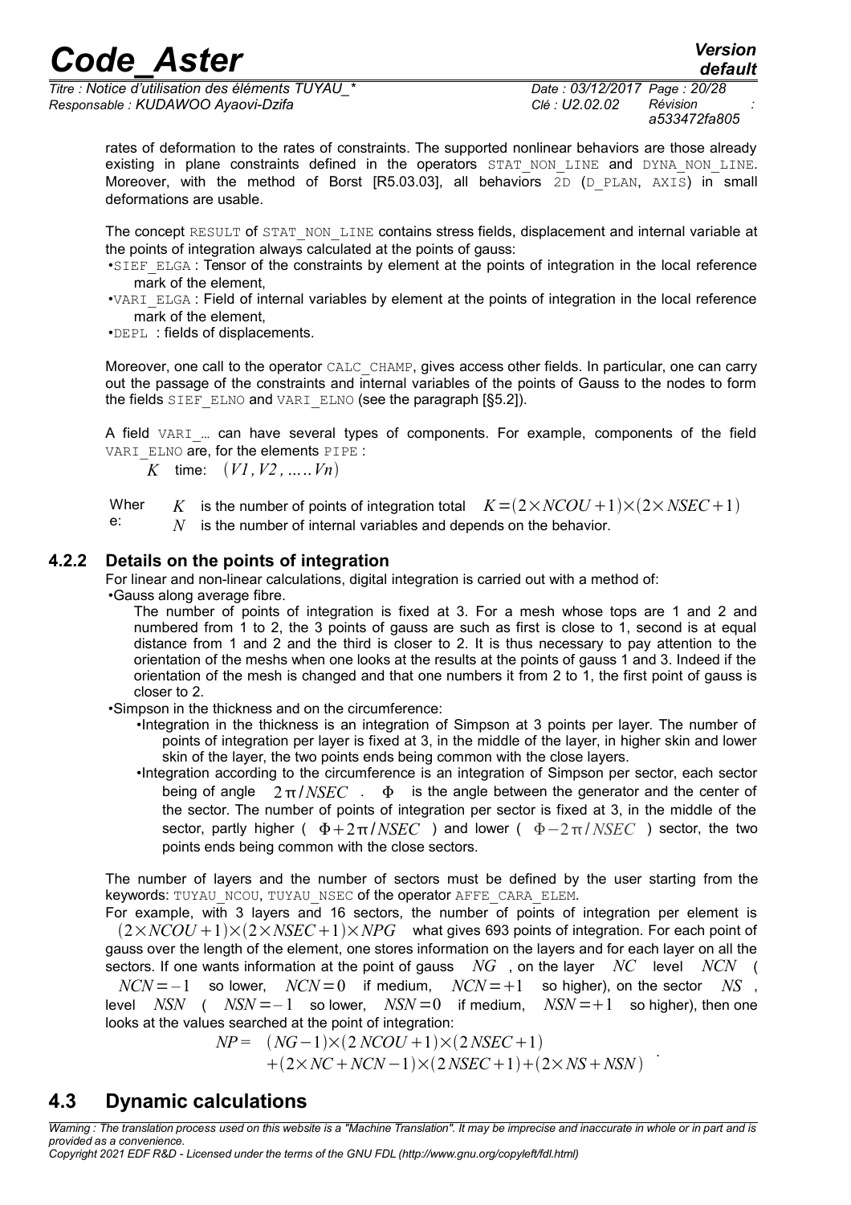rates of deformation to the rates of constraints. The supported nonlinear behaviors are those already existing in plane constraints defined in the operators STAT_NON_LINE and DYNA_NON_LINE. Moreover, with the method of Borst [R5.03.03], all behaviors 2D (D_PLAN, AXIS) in small deformations are usable.

The concept RESULT of STAT_NON_LINE contains stress fields, displacement and internal variable at the points of integration always calculated at the points of gauss:

- SIEF_ELGA : Tensor of the constraints by element at the points of integration in the local reference mark of the element,
- VARI_ELGA : Field of internal variables by element at the points of integration in the local reference mark of the element,
- DEPL : fields of displacements.

Moreover, one call to the operator CALC_CHAMP, gives access other fields. In particular, one can carry out the passage of the constraints and internal variables of the points of Gauss to the nodes to form the fields SIEF_ELNO and VARI_ELNO (see the paragraph [§5.2]).

A field VARI_… can have several types of components. For example, components of the field VARI_ELNO are, for the elements PIPE :

$K$ time: $(V1, V2, \ldots\ldots Vn)$

Where: $K$ is the number of points of integration total $K=(2\times NCOU+1)\times(2\times NSEC+1)$
$N$ is the number of internal variables and depends on the behavior.

### 4.2.2 Details on the points of integration

For linear and non-linear calculations, digital integration is carried out with a method of:

- Gauss along average fibre.
  The number of points of integration is fixed at 3. For a mesh whose tops are 1 and 2 and numbered from 1 to 2, the 3 points of gauss are such as first is close to 1, second is at equal distance from 1 and 2 and the third is closer to 2. It is thus necessary to pay attention to the orientation of the meshs when one looks at the results at the points of gauss 1 and 3. Indeed if the orientation of the mesh is changed and that one numbers it from 2 to 1, the first point of gauss is closer to 2.
- Simpson in the thickness and on the circumference:
  - Integration in the thickness is an integration of Simpson at 3 points per layer. The number of points of integration per layer is fixed at 3, in the middle of the layer, in higher skin and lower skin of the layer, the two points ends being common with the close layers.
  - Integration according to the circumference is an integration of Simpson per sector, each sector being of angle $2\pi/NSEC$ . $\Phi$ is the angle between the generator and the center of the sector. The number of points of integration per sector is fixed at 3, in the middle of the sector, partly higher ( $\Phi+2\pi/NSEC$ ) and lower ( $\Phi-2\pi/NSEC$ ) sector, the two points ends being common with the close sectors.

The number of layers and the number of sectors must be defined by the user starting from the keywords: TUYAU_NCOU, TUYAU_NSEC of the operator AFFE_CARA_ELEM.

For example, with 3 layers and 16 sectors, the number of points of integration per element is $(2\times NCOU+1)\times(2\times NSEC+1)\times NPG$ what gives 693 points of integration. For each point of gauss over the length of the element, one stores information on the layers and for each layer on all the sectors. If one wants information at the point of gauss $NG$ , on the layer $NC$ level $NCN$ ( $NCN=-1$ so lower, $NCN=0$ if medium, $NCN=+1$ so higher), on the sector $NS$ , level $NSN$ ( $NSN=-1$ so lower, $NSN=0$ if medium, $NSN=+1$ so higher), then one looks at the values searched at the point of integration:

$$NP = (NG-1)\times(2\,NCOU+1)\times(2\,NSEC+1) + (2\times NC+NCN-1)\times(2\,NSEC+1)+(2\times NS+NSN) \;.$$

## 4.3 Dynamic calculations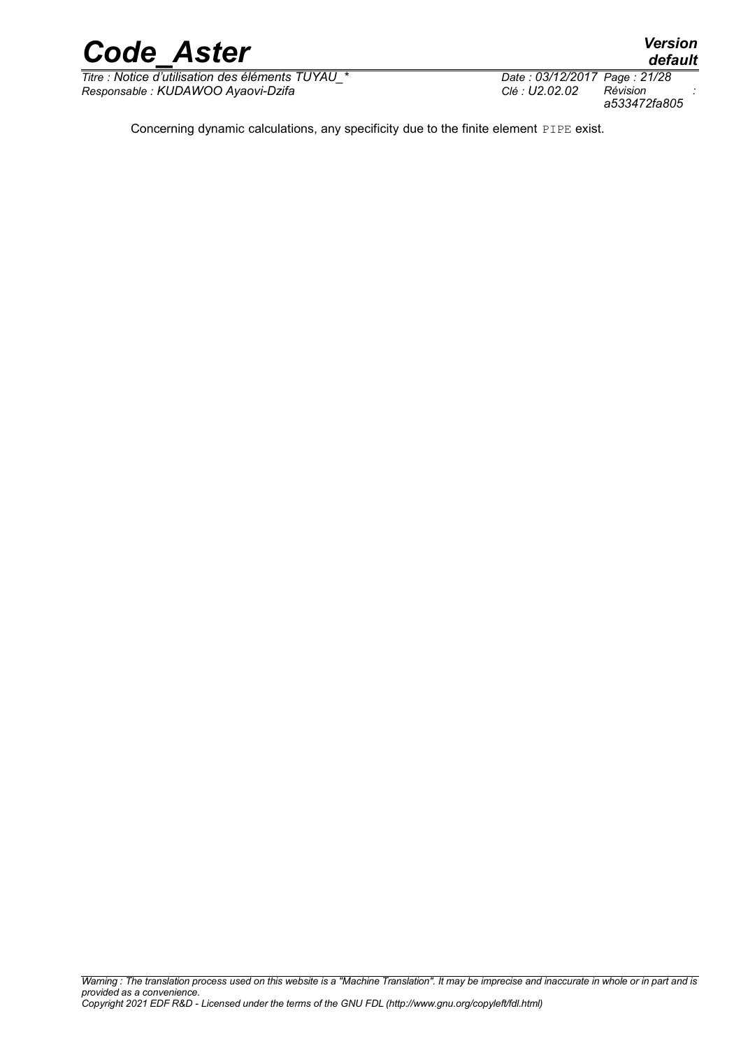Concerning dynamic calculations, any specificity due to the finite element PIPE exist.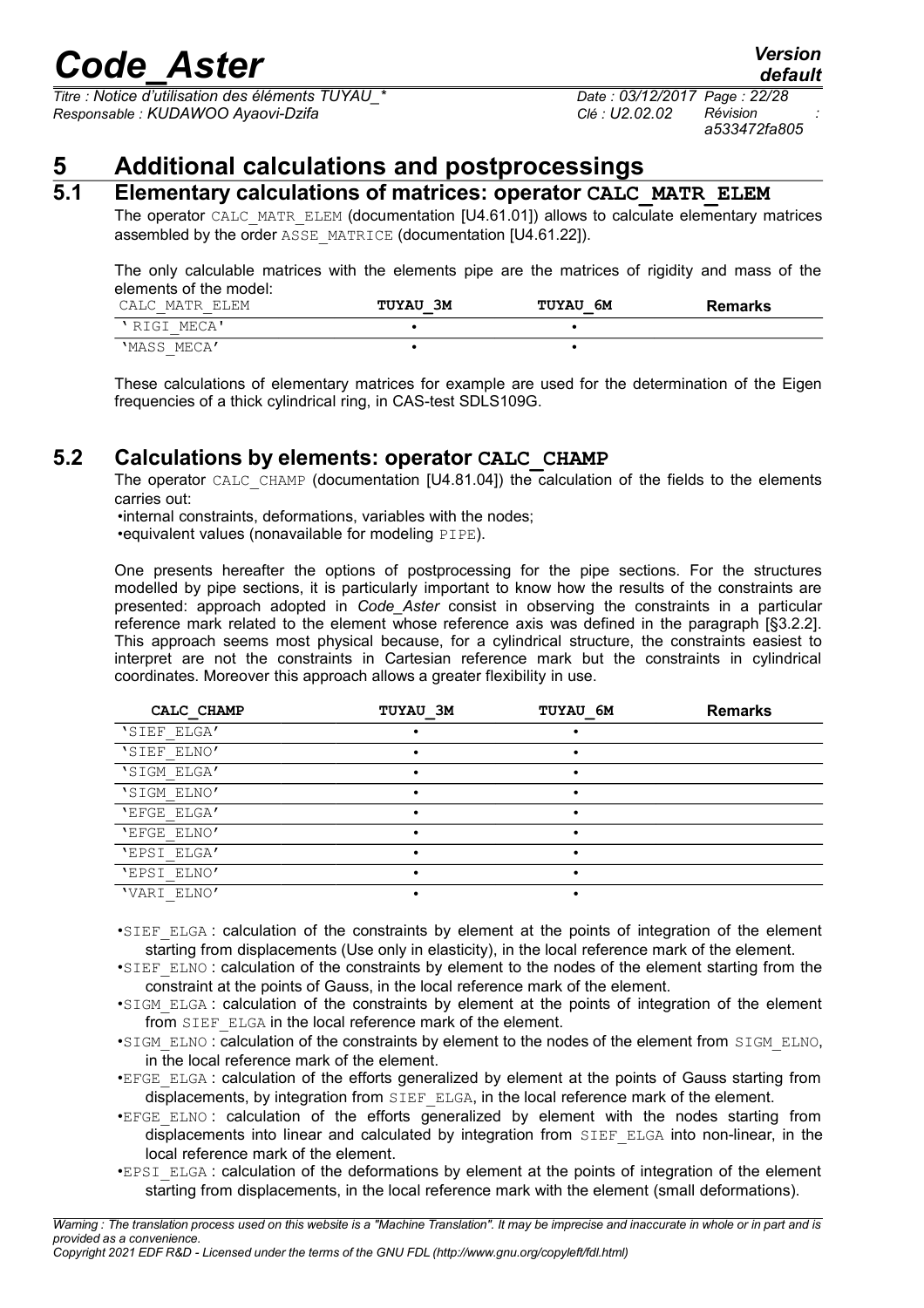# 5 Additional calculations and postprocessings

## 5.1 Elementary calculations of matrices: operator CALC_MATR_ELEM

The operator CALC_MATR_ELEM (documentation [U4.61.01]) allows to calculate elementary matrices assembled by the order ASSE_MATRICE (documentation [U4.61.22]).

The only calculable matrices with the elements pipe are the matrices of rigidity and mass of the elements of the model:

| CALC_MATR_ELEM | TUYAU_3M | TUYAU_6M | Remarks |
|---|---|---|---|
| 'RIGI_MECA' | • | • | |
| 'MASS_MECA' | • | • | |

These calculations of elementary matrices for example are used for the determination of the Eigen frequencies of a thick cylindrical ring, in CAS-test SDLS109G.

## 5.2 Calculations by elements: operator CALC_CHAMP

The operator CALC_CHAMP (documentation [U4.81.04]) the calculation of the fields to the elements carries out:

- internal constraints, deformations, variables with the nodes;
- equivalent values (nonavailable for modeling PIPE).

One presents hereafter the options of postprocessing for the pipe sections. For the structures modelled by pipe sections, it is particularly important to know how the results of the constraints are presented: approach adopted in *Code_Aster* consist in observing the constraints in a particular reference mark related to the element whose reference axis was defined in the paragraph [§3.2.2]. This approach seems most physical because, for a cylindrical structure, the constraints easiest to interpret are not the constraints in Cartesian reference mark but the constraints in cylindrical coordinates. Moreover this approach allows a greater flexibility in use.

| CALC_CHAMP | TUYAU_3M | TUYAU_6M | Remarks |
|---|---|---|---|
| 'SIEF_ELGA' | • | • | |
| 'SIEF_ELNO' | • | • | |
| 'SIGM_ELGA' | • | • | |
| 'SIGM_ELNO' | • | • | |
| 'EFGE_ELGA' | • | • | |
| 'EFGE_ELNO' | • | • | |
| 'EPSI_ELGA' | • | • | |
| 'EPSI_ELNO' | • | • | |
| 'VARI_ELNO' | • | • | |

- SIEF_ELGA : calculation of the constraints by element at the points of integration of the element starting from displacements (Use only in elasticity), in the local reference mark of the element.
- SIEF_ELNO : calculation of the constraints by element to the nodes of the element starting from the constraint at the points of Gauss, in the local reference mark of the element.
- SIGM_ELGA : calculation of the constraints by element at the points of integration of the element from SIEF_ELGA in the local reference mark of the element.
- SIGM_ELNO : calculation of the constraints by element to the nodes of the element from SIGM_ELNO, in the local reference mark of the element.
- EFGE_ELGA : calculation of the efforts generalized by element at the points of Gauss starting from displacements, by integration from SIEF_ELGA, in the local reference mark of the element.
- EFGE_ELNO : calculation of the efforts generalized by element with the nodes starting from displacements into linear and calculated by integration from SIEF_ELGA into non-linear, in the local reference mark of the element.
- EPSI_ELGA : calculation of the deformations by element at the points of integration of the element starting from displacements, in the local reference mark with the element (small deformations).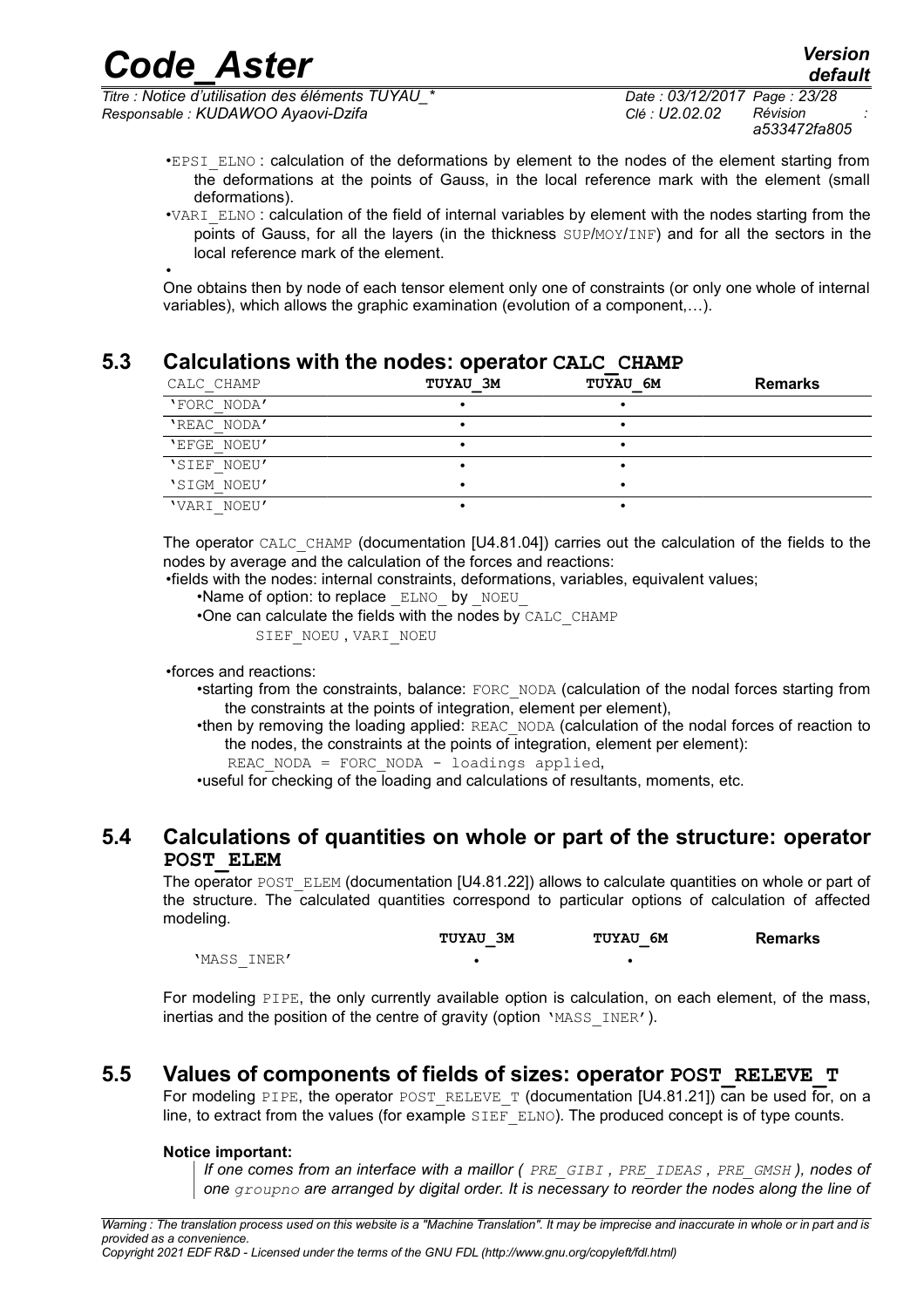- EPSI_ELNO : calculation of the deformations by element to the nodes of the element starting from the deformations at the points of Gauss, in the local reference mark with the element (small deformations).
- VARI_ELNO : calculation of the field of internal variables by element with the nodes starting from the points of Gauss, for all the layers (in the thickness SUP/MOY/INF) and for all the sectors in the local reference mark of the element.
- 

One obtains then by node of each tensor element only one of constraints (or only one whole of internal variables), which allows the graphic examination (evolution of a component,…).

## 5.3 Calculations with the nodes: operator CALC_CHAMP

| CALC_CHAMP | TUYAU_3M | TUYAU_6M | Remarks |
|---|---|---|---|
| 'FORC_NODA' | • | • | |
| 'REAC_NODA' | • | • | |
| 'EFGE_NOEU' | • | • | |
| 'SIEF_NOEU' | • | • | |
| 'SIGM_NOEU' | • | • | |
| 'VARI_NOEU' | • | • | |

The operator CALC_CHAMP (documentation [U4.81.04]) carries out the calculation of the fields to the nodes by average and the calculation of the forces and reactions:

- fields with the nodes: internal constraints, deformations, variables, equivalent values;
  - Name of option: to replace _ELNO_ by _NOEU_
  - One can calculate the fields with the nodes by CALC_CHAMP
    SIEF_NOEU , VARI_NOEU
- forces and reactions:
  - starting from the constraints, balance: FORC_NODA (calculation of the nodal forces starting from the constraints at the points of integration, element per element),
  - then by removing the loading applied: REAC_NODA (calculation of the nodal forces of reaction to the nodes, the constraints at the points of integration, element per element):
    REAC_NODA = FORC_NODA - loadings applied,
  - useful for checking of the loading and calculations of resultants, moments, etc.

## 5.4 Calculations of quantities on whole or part of the structure: operator POST_ELEM

The operator POST_ELEM (documentation [U4.81.22]) allows to calculate quantities on whole or part of the structure. The calculated quantities correspond to particular options of calculation of affected modeling.

| | TUYAU_3M | TUYAU_6M | Remarks |
|---|---|---|---|
| 'MASS_INER' | • | • | |

For modeling PIPE, the only currently available option is calculation, on each element, of the mass, inertias and the position of the centre of gravity (option 'MASS_INER').

## 5.5 Values of components of fields of sizes: operator POST_RELEVE_T

For modeling PIPE, the operator POST_RELEVE_T (documentation [U4.81.21]) can be used for, on a line, to extract from the values (for example SIEF_ELNO). The produced concept is of type counts.

**Notice important:**

> *If one comes from an interface with a maillor ( PRE_GIBI , PRE_IDEAS , PRE_GMSH ), nodes of one groupno are arranged by digital order. It is necessary to reorder the nodes along the line of*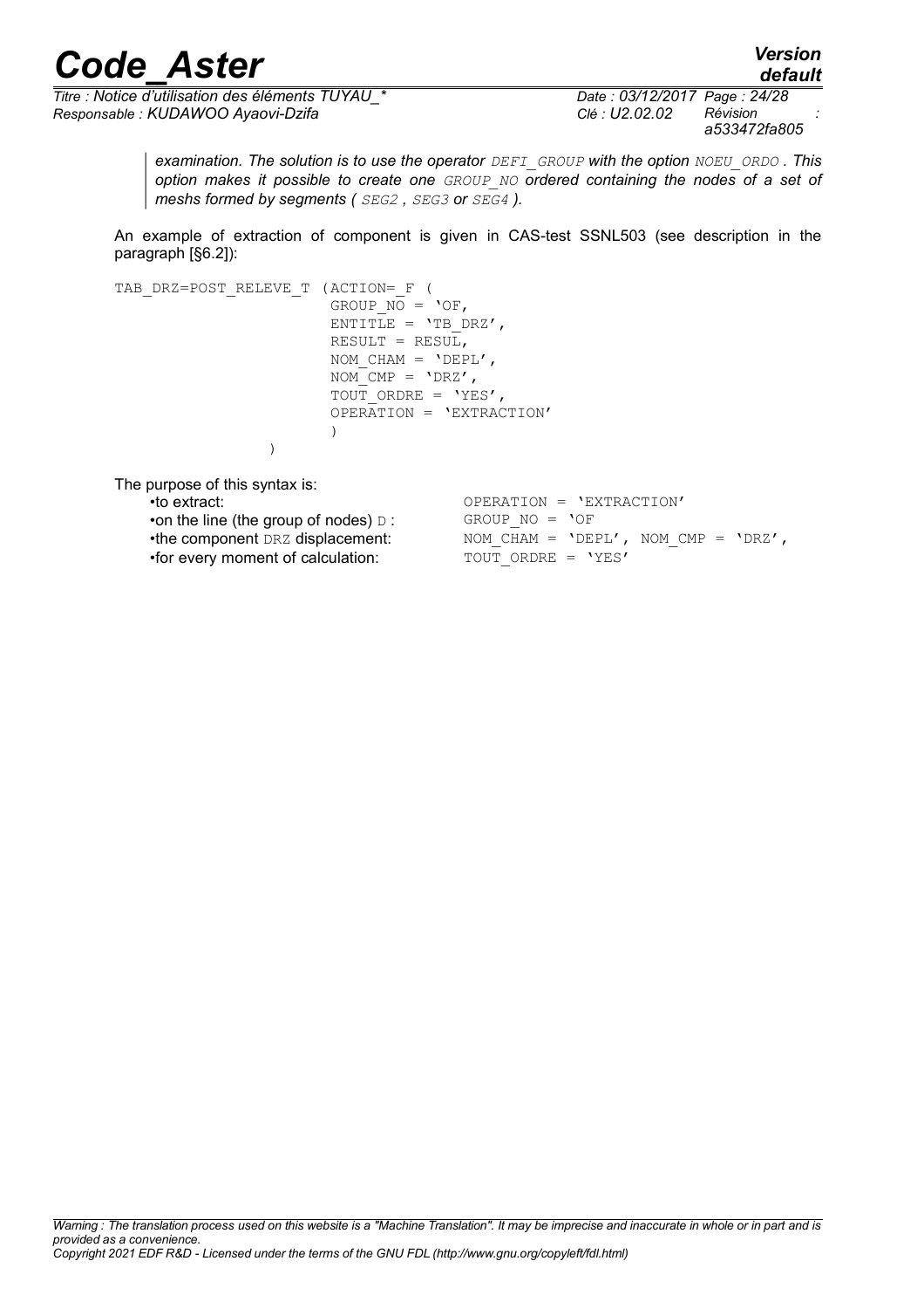*examination. The solution is to use the operator `DEFI_GROUP` with the option `NOEU_ORDO`. This option makes it possible to create one `GROUP_NO` ordered containing the nodes of a set of meshs formed by segments ( `SEG2` , `SEG3` or `SEG4` ).*

An example of extraction of component is given in CAS-test SSNL503 (see description in the paragraph [§6.2]):

```
TAB_DRZ=POST_RELEVE_T (ACTION=_F (
                        GROUP_NO = 'OF,
                        ENTITLE = 'TB_DRZ',
                        RESULT = RESUL,
                        NOM_CHAM = 'DEPL',
                        NOM_CMP = 'DRZ',
                        TOUT_ORDRE = 'YES',
                        OPERATION = 'EXTRACTION'
                        )
                  )
```

The purpose of this syntax is:

- to extract: `OPERATION = 'EXTRACTION'`
- on the line (the group of nodes) `D` : `GROUP_NO = 'OF`
- the component `DRZ` displacement: `NOM_CHAM = 'DEPL', NOM_CMP = 'DRZ',`
- for every moment of calculation: `TOUT_ORDRE = 'YES'`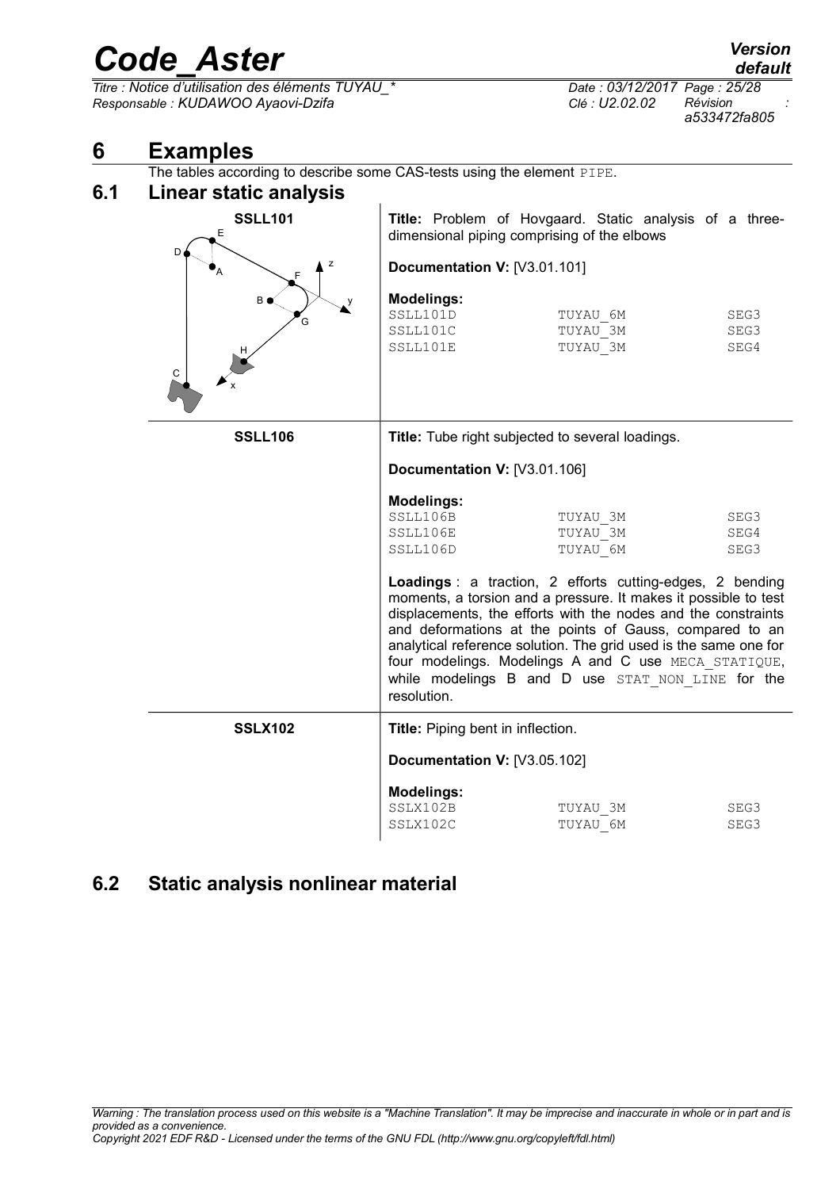# 6 Examples

The tables according to describe some CAS-tests using the element PIPE.

## 6.1 Linear static analysis

| | |
|---|---|
| **SSLL101** | **Title:** Problem of Hovgaard. Static analysis of a three-dimensional piping comprising of the elbows<br><br>**Documentation V:** [V3.01.101]<br><br>**Modelings:**<br>SSLL101D TUYAU_6M SEG3<br>SSLL101C TUYAU_3M SEG3<br>SSLL101E TUYAU_3M SEG4 |
| **SSLL106** | **Title:** Tube right subjected to several loadings.<br><br>**Documentation V:** [V3.01.106]<br><br>**Modelings:**<br>SSLL106B TUYAU_3M SEG3<br>SSLL106E TUYAU_3M SEG4<br>SSLL106D TUYAU_6M SEG3<br><br>**Loadings** : a traction, 2 efforts cutting-edges, 2 bending moments, a torsion and a pressure. It makes it possible to test displacements, the efforts with the nodes and the constraints and deformations at the points of Gauss, compared to an analytical reference solution. The grid used is the same one for four modelings. Modelings A and C use MECA_STATIQUE, while modelings B and D use STAT_NON_LINE for the resolution. |
| **SSLX102** | **Title:** Piping bent in inflection.<br><br>**Documentation V:** [V3.05.102]<br><br>**Modelings:**<br>SSLX102B TUYAU_3M SEG3<br>SSLX102C TUYAU_6M SEG3 |

## 6.2 Static analysis nonlinear material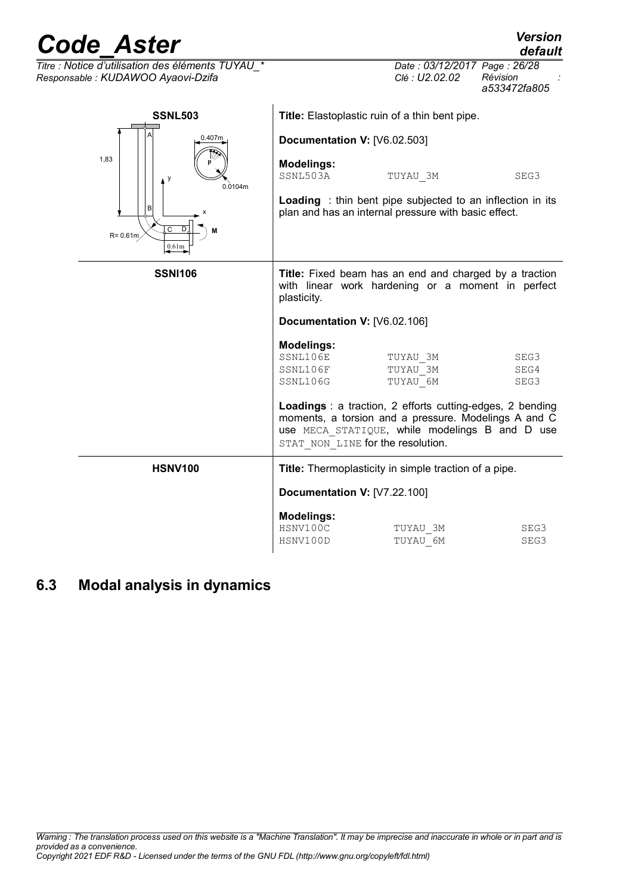| | |
|---|---|
| **SSNL503** <br> A, B, C, D, M, P, x, y <br> 1,83 <br> 0.407m <br> 0.0104m <br> R= 0.61m <br> 0.61m | **Title:** Elastoplastic ruin of a thin bent pipe. <br><br> **Documentation V:** [V6.02.503] <br><br> **Modelings:** <br> `SSNL503A` `TUYAU_3M` `SEG3` <br><br> **Loading** : thin bent pipe subjected to an inflection in its plan and has an internal pressure with basic effect. |
| **SSNl106** | **Title:** Fixed beam has an end and charged by a traction with linear work hardening or a moment in perfect plasticity. <br><br> **Documentation V:** [V6.02.106] <br><br> **Modelings:** <br> `SSNL106E` `TUYAU_3M` `SEG3` <br> `SSNL106F` `TUYAU_3M` `SEG4` <br> `SSNL106G` `TUYAU_6M` `SEG3` <br><br> **Loadings** : a traction, 2 efforts cutting-edges, 2 bending moments, a torsion and a pressure. Modelings A and C use `MECA_STATIQUE`, while modelings B and D use `STAT_NON_LINE` for the resolution. |
| **HSNV100** | **Title:** Thermoplasticity in simple traction of a pipe. <br><br> **Documentation V:** [V7.22.100] <br><br> **Modelings:** <br> `HSNV100C` `TUYAU_3M` `SEG3` <br> `HSNV100D` `TUYAU_6M` `SEG3` |

## 6.3 Modal analysis in dynamics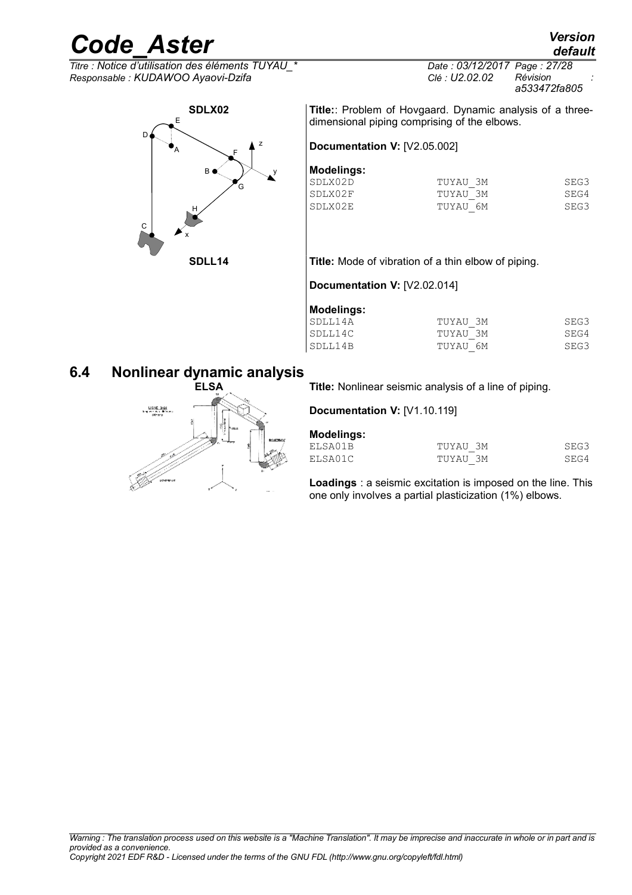**SDLX02**

**Title:**: Problem of Hovgaard. Dynamic analysis of a three-dimensional piping comprising of the elbows.

**Documentation V:** [V2.05.002]

**Modelings:**

| | | |
|---|---|---|
| SDLX02D | TUYAU_3M | SEG3 |
| SDLX02F | TUYAU_3M | SEG4 |
| SDLX02E | TUYAU_6M | SEG3 |

**SDLL14**

**Title:** Mode of vibration of a thin elbow of piping.

**Documentation V:** [V2.02.014]

**Modelings:**

| | | |
|---|---|---|
| SDLL14A | TUYAU_3M | SEG3 |
| SDLL14C | TUYAU_3M | SEG4 |
| SDLL14B | TUYAU_6M | SEG3 |

## 6.4 Nonlinear dynamic analysis

**ELSA**

**Title:** Nonlinear seismic analysis of a line of piping.

**Documentation V:** [V1.10.119]

**Modelings:**

| | | |
|---|---|---|
| ELSA01B | TUYAU_3M | SEG3 |
| ELSA01C | TUYAU_3M | SEG4 |

**Loadings** : a seismic excitation is imposed on the line. This one only involves a partial plasticization (1%) elbows.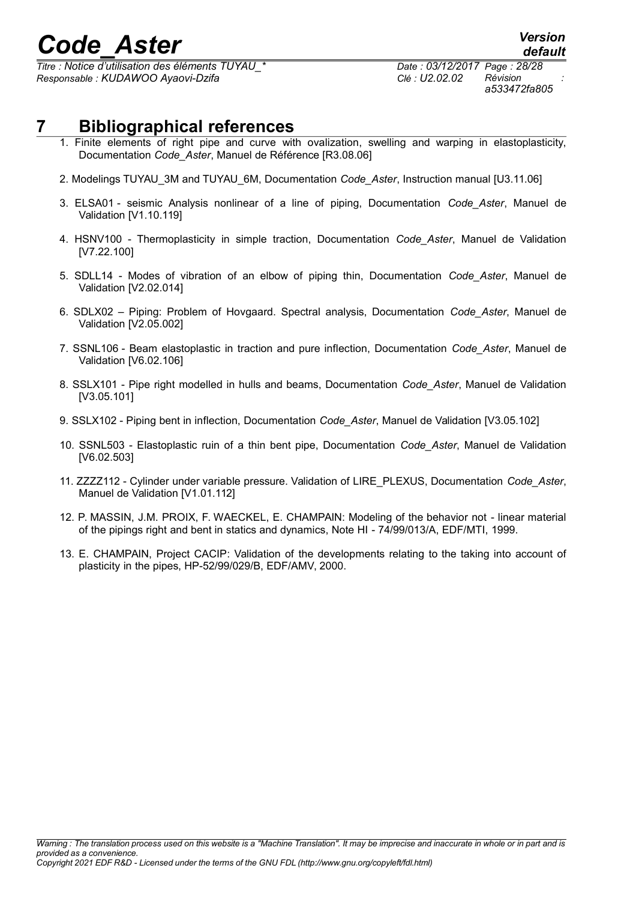# 7 Bibliographical references

1. Finite elements of right pipe and curve with ovalization, swelling and warping in elastoplasticity, Documentation *Code_Aster*, Manuel de Référence [R3.08.06]
2. Modelings TUYAU_3M and TUYAU_6M, Documentation *Code_Aster*, Instruction manual [U3.11.06]
3. ELSA01 - seismic Analysis nonlinear of a line of piping, Documentation *Code_Aster*, Manuel de Validation [V1.10.119]
4. HSNV100 - Thermoplasticity in simple traction, Documentation *Code_Aster*, Manuel de Validation [V7.22.100]
5. SDLL14 - Modes of vibration of an elbow of piping thin, Documentation *Code_Aster*, Manuel de Validation [V2.02.014]
6. SDLX02 – Piping: Problem of Hovgaard. Spectral analysis, Documentation *Code_Aster*, Manuel de Validation [V2.05.002]
7. SSNL106 - Beam elastoplastic in traction and pure inflection, Documentation *Code_Aster*, Manuel de Validation [V6.02.106]
8. SSLX101 - Pipe right modelled in hulls and beams, Documentation *Code_Aster*, Manuel de Validation [V3.05.101]
9. SSLX102 - Piping bent in inflection, Documentation *Code_Aster*, Manuel de Validation [V3.05.102]
10. SSNL503 - Elastoplastic ruin of a thin bent pipe, Documentation *Code_Aster*, Manuel de Validation [V6.02.503]
11. ZZZZ112 - Cylinder under variable pressure. Validation of LIRE_PLEXUS, Documentation *Code_Aster*, Manuel de Validation [V1.01.112]
12. P. MASSIN, J.M. PROIX, F. WAECKEL, E. CHAMPAIN: Modeling of the behavior not - linear material of the pipings right and bent in statics and dynamics, Note HI - 74/99/013/A, EDF/MTI, 1999.
13. E. CHAMPAIN, Project CACIP: Validation of the developments relating to the taking into account of plasticity in the pipes, HP-52/99/029/B, EDF/AMV, 2000.